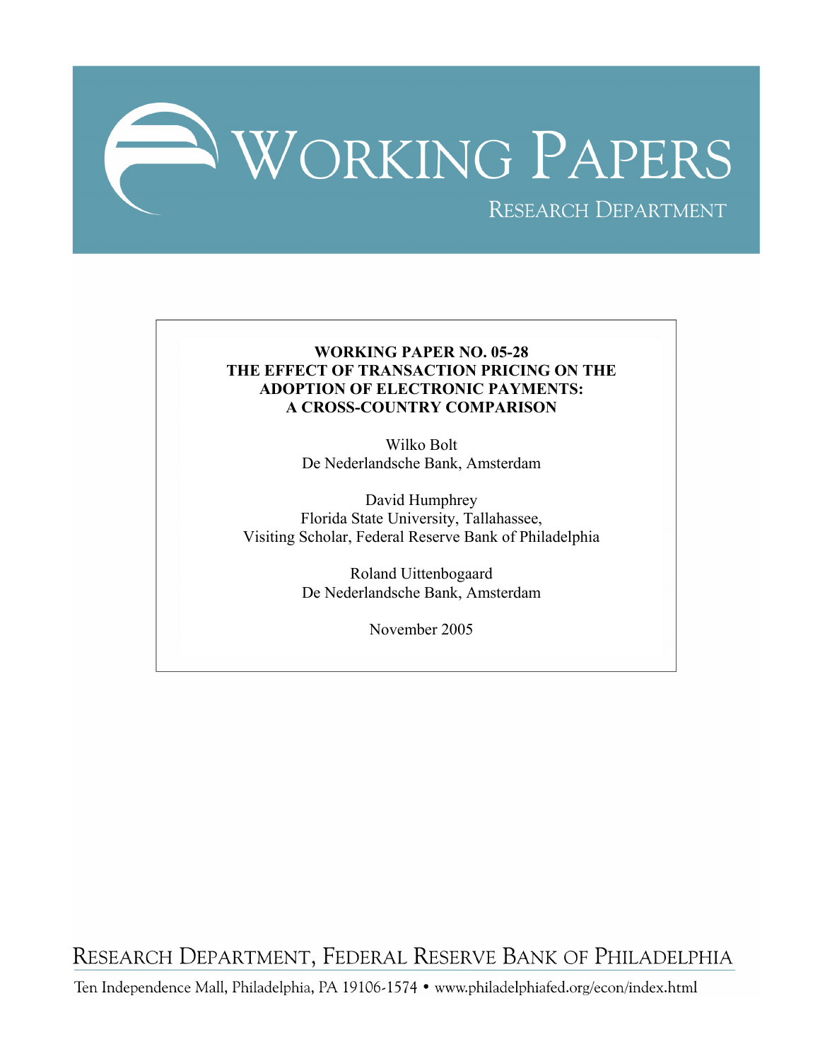# WORKING PAPERS

RESEARCH DEPARTMENT

**WORKING PAPER NO. 05-28**
**THE EFFECT OF TRANSACTION PRICING ON THE ADOPTION OF ELECTRONIC PAYMENTS: A CROSS-COUNTRY COMPARISON**

Wilko Bolt
De Nederlandsche Bank, Amsterdam

David Humphrey
Florida State University, Tallahassee,
Visiting Scholar, Federal Reserve Bank of Philadelphia

Roland Uittenbogaard
De Nederlandsche Bank, Amsterdam

November 2005

RESEARCH DEPARTMENT, FEDERAL RESERVE BANK OF PHILADELPHIA

Ten Independence Mall, Philadelphia, PA 19106-1574 • www.philadelphiafed.org/econ/index.html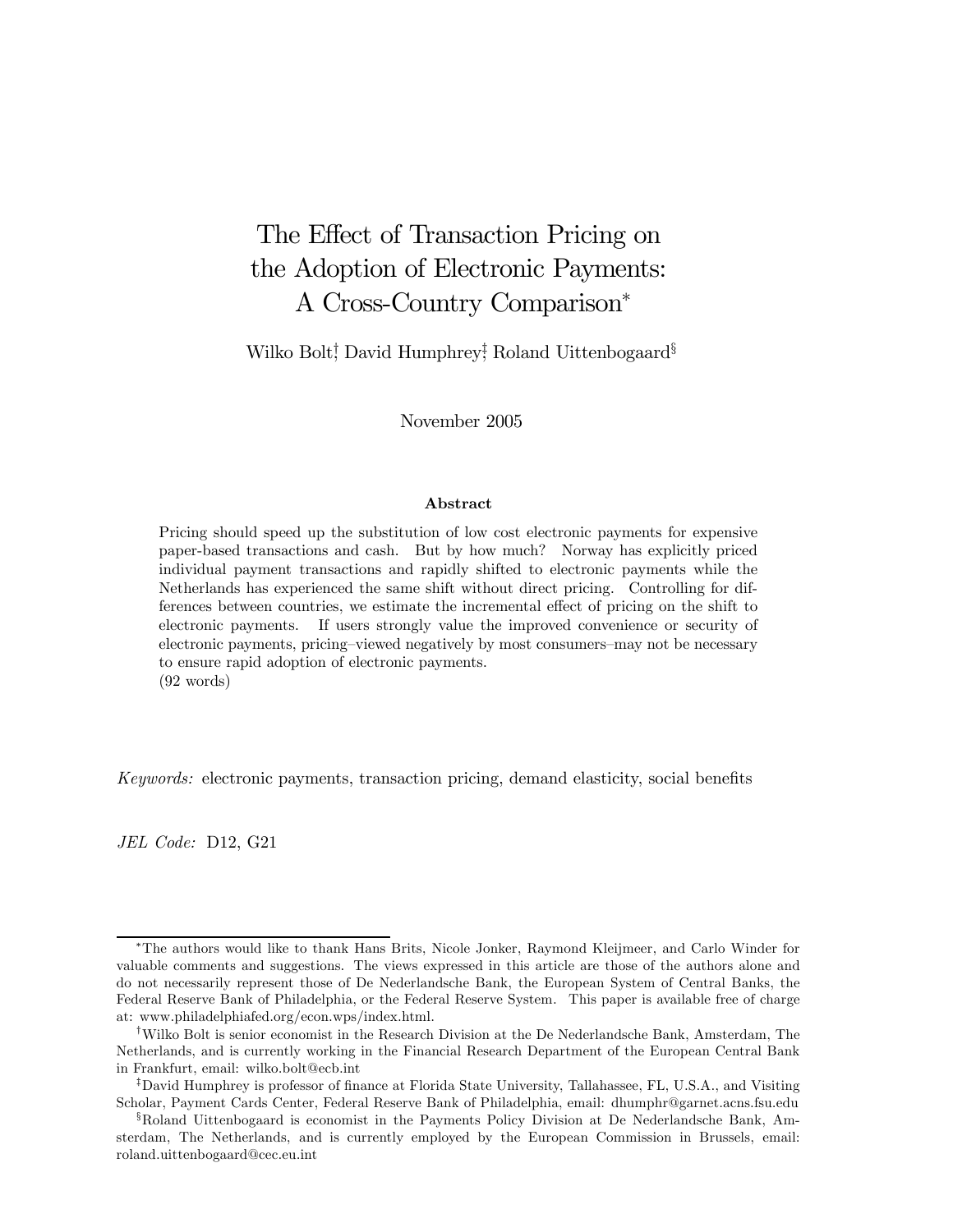# The Effect of Transaction Pricing on the Adoption of Electronic Payments: A Cross-Country Comparison*

Wilko Bolt[†], David Humphrey[‡], Roland Uittenbogaard[§]

November 2005

### Abstract

Pricing should speed up the substitution of low cost electronic payments for expensive paper-based transactions and cash. But by how much? Norway has explicitly priced individual payment transactions and rapidly shifted to electronic payments while the Netherlands has experienced the same shift without direct pricing. Controlling for differences between countries, we estimate the incremental effect of pricing on the shift to electronic payments. If users strongly value the improved convenience or security of electronic payments, pricing–viewed negatively by most consumers–may not be necessary to ensure rapid adoption of electronic payments.
(92 words)

*Keywords:* electronic payments, transaction pricing, demand elasticity, social benefits

*JEL Code:* D12, G21

---

*The authors would like to thank Hans Brits, Nicole Jonker, Raymond Kleijmeer, and Carlo Winder for valuable comments and suggestions. The views expressed in this article are those of the authors alone and do not necessarily represent those of De Nederlandsche Bank, the European System of Central Banks, the Federal Reserve Bank of Philadelphia, or the Federal Reserve System. This paper is available free of charge at: www.philadelphiafed.org/econ.wps/index.html.

[†]Wilko Bolt is senior economist in the Research Division at the De Nederlandsche Bank, Amsterdam, The Netherlands, and is currently working in the Financial Research Department of the European Central Bank in Frankfurt, email: wilko.bolt@ecb.int

[‡]David Humphrey is professor of finance at Florida State University, Tallahassee, FL, U.S.A., and Visiting Scholar, Payment Cards Center, Federal Reserve Bank of Philadelphia, email: dhumphr@garnet.acns.fsu.edu

[§]Roland Uittenbogaard is economist in the Payments Policy Division at De Nederlandsche Bank, Amsterdam, The Netherlands, and is currently employed by the European Commission in Brussels, email: roland.uittenbogaard@cec.eu.int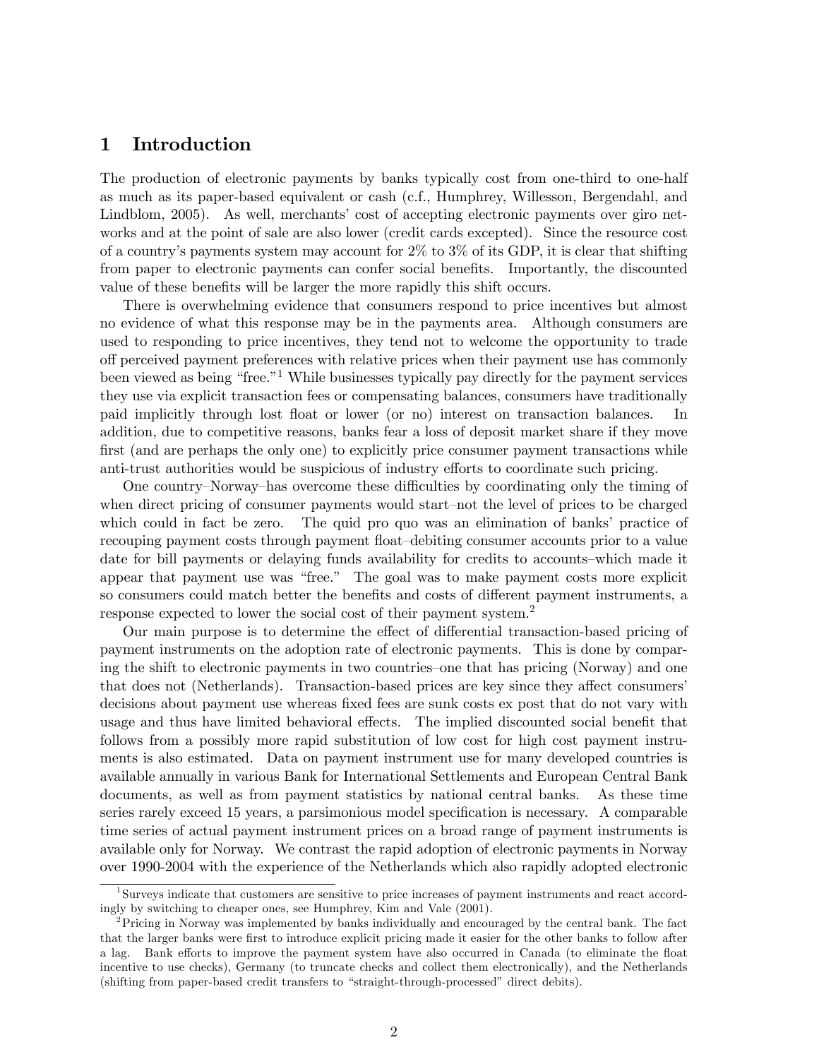# 1 Introduction

The production of electronic payments by banks typically cost from one-third to one-half as much as its paper-based equivalent or cash (c.f., Humphrey, Willesson, Bergendahl, and Lindblom, 2005). As well, merchants' cost of accepting electronic payments over giro networks and at the point of sale are also lower (credit cards excepted). Since the resource cost of a country's payments system may account for 2% to 3% of its GDP, it is clear that shifting from paper to electronic payments can confer social benefits. Importantly, the discounted value of these benefits will be larger the more rapidly this shift occurs.

There is overwhelming evidence that consumers respond to price incentives but almost no evidence of what this response may be in the payments area. Although consumers are used to responding to price incentives, they tend not to welcome the opportunity to trade off perceived payment preferences with relative prices when their payment use has commonly been viewed as being "free."[1] While businesses typically pay directly for the payment services they use via explicit transaction fees or compensating balances, consumers have traditionally paid implicitly through lost float or lower (or no) interest on transaction balances. In addition, due to competitive reasons, banks fear a loss of deposit market share if they move first (and are perhaps the only one) to explicitly price consumer payment transactions while anti-trust authorities would be suspicious of industry efforts to coordinate such pricing.

One country–Norway–has overcome these difficulties by coordinating only the timing of when direct pricing of consumer payments would start–not the level of prices to be charged which could in fact be zero. The quid pro quo was an elimination of banks' practice of recouping payment costs through payment float–debiting consumer accounts prior to a value date for bill payments or delaying funds availability for credits to accounts–which made it appear that payment use was "free." The goal was to make payment costs more explicit so consumers could match better the benefits and costs of different payment instruments, a response expected to lower the social cost of their payment system.[2]

Our main purpose is to determine the effect of differential transaction-based pricing of payment instruments on the adoption rate of electronic payments. This is done by comparing the shift to electronic payments in two countries–one that has pricing (Norway) and one that does not (Netherlands). Transaction-based prices are key since they affect consumers' decisions about payment use whereas fixed fees are sunk costs ex post that do not vary with usage and thus have limited behavioral effects. The implied discounted social benefit that follows from a possibly more rapid substitution of low cost for high cost payment instruments is also estimated. Data on payment instrument use for many developed countries is available annually in various Bank for International Settlements and European Central Bank documents, as well as from payment statistics by national central banks. As these time series rarely exceed 15 years, a parsimonious model specification is necessary. A comparable time series of actual payment instrument prices on a broad range of payment instruments is available only for Norway. We contrast the rapid adoption of electronic payments in Norway over 1990-2004 with the experience of the Netherlands which also rapidly adopted electronic

---

[1] Surveys indicate that customers are sensitive to price increases of payment instruments and react accordingly by switching to cheaper ones, see Humphrey, Kim and Vale (2001).

[2] Pricing in Norway was implemented by banks individually and encouraged by the central bank. The fact that the larger banks were first to introduce explicit pricing made it easier for the other banks to follow after a lag. Bank efforts to improve the payment system have also occurred in Canada (to eliminate the float incentive to use checks), Germany (to truncate checks and collect them electronically), and the Netherlands (shifting from paper-based credit transfers to "straight-through-processed" direct debits).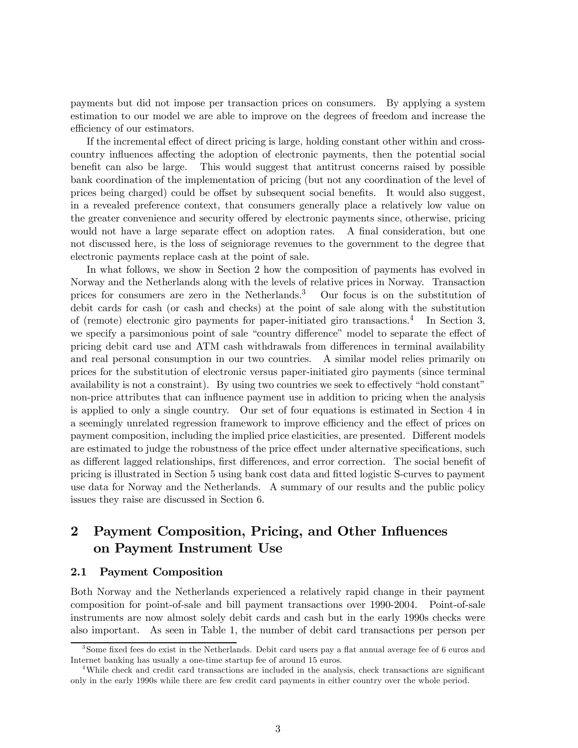payments but did not impose per transaction prices on consumers. By applying a system estimation to our model we are able to improve on the degrees of freedom and increase the efficiency of our estimators.

If the incremental effect of direct pricing is large, holding constant other within and cross-country influences affecting the adoption of electronic payments, then the potential social benefit can also be large. This would suggest that antitrust concerns raised by possible bank coordination of the implementation of pricing (but not any coordination of the level of prices being charged) could be offset by subsequent social benefits. It would also suggest, in a revealed preference context, that consumers generally place a relatively low value on the greater convenience and security offered by electronic payments since, otherwise, pricing would not have a large separate effect on adoption rates. A final consideration, but one not discussed here, is the loss of seigniorage revenues to the government to the degree that electronic payments replace cash at the point of sale.

In what follows, we show in Section 2 how the composition of payments has evolved in Norway and the Netherlands along with the levels of relative prices in Norway. Transaction prices for consumers are zero in the Netherlands.[3] Our focus is on the substitution of debit cards for cash (or cash and checks) at the point of sale along with the substitution of (remote) electronic giro payments for paper-initiated giro transactions.[4] In Section 3, we specify a parsimonious point of sale "country difference" model to separate the effect of pricing debit card use and ATM cash withdrawals from differences in terminal availability and real personal consumption in our two countries. A similar model relies primarily on prices for the substitution of electronic versus paper-initiated giro payments (since terminal availability is not a constraint). By using two countries we seek to effectively "hold constant" non-price attributes that can influence payment use in addition to pricing when the analysis is applied to only a single country. Our set of four equations is estimated in Section 4 in a seemingly unrelated regression framework to improve efficiency and the effect of prices on payment composition, including the implied price elasticities, are presented. Different models are estimated to judge the robustness of the price effect under alternative specifications, such as different lagged relationships, first differences, and error correction. The social benefit of pricing is illustrated in Section 5 using bank cost data and fitted logistic S-curves to payment use data for Norway and the Netherlands. A summary of our results and the public policy issues they raise are discussed in Section 6.

## 2 Payment Composition, Pricing, and Other Influences on Payment Instrument Use

### 2.1 Payment Composition

Both Norway and the Netherlands experienced a relatively rapid change in their payment composition for point-of-sale and bill payment transactions over 1990-2004. Point-of-sale instruments are now almost solely debit cards and cash but in the early 1990s checks were also important. As seen in Table 1, the number of debit card transactions per person per

---

[3] Some fixed fees do exist in the Netherlands. Debit card users pay a flat annual average fee of 6 euros and Internet banking has usually a one-time startup fee of around 15 euros.

[4] While check and credit card transactions are included in the analysis, check transactions are significant only in the early 1990s while there are few credit card payments in either country over the whole period.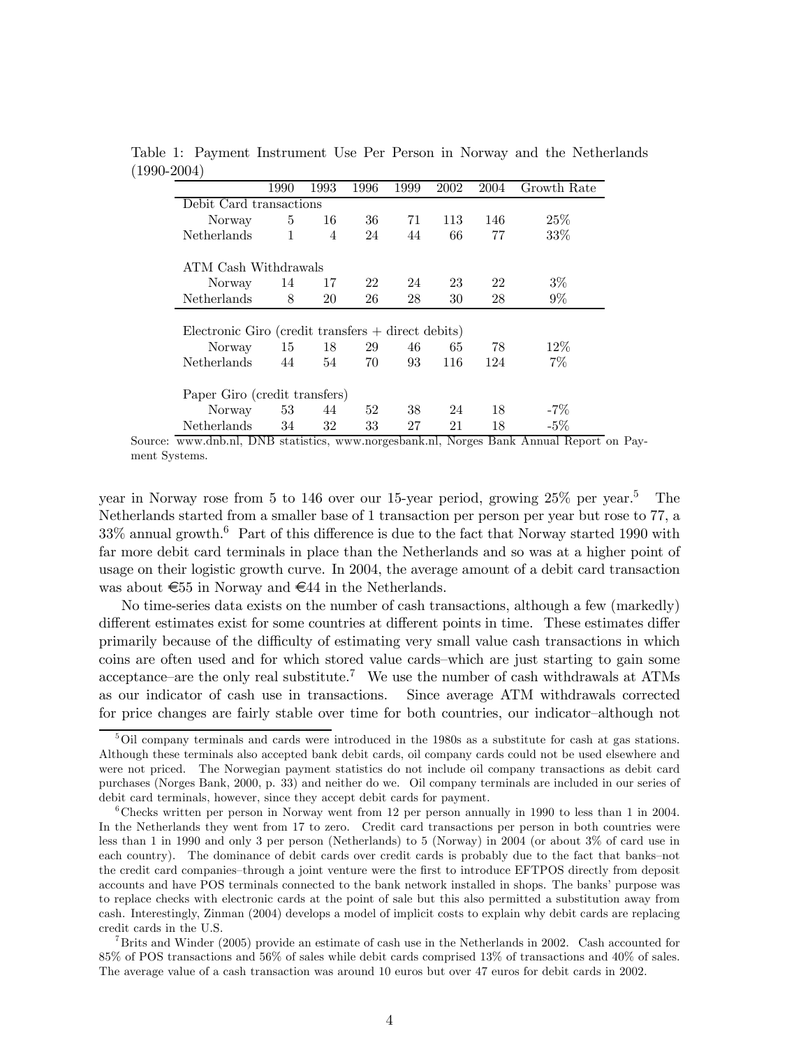Table 1: Payment Instrument Use Per Person in Norway and the Netherlands (1990-2004)

| | 1990 | 1993 | 1996 | 1999 | 2002 | 2004 | Growth Rate |
|---|---|---|---|---|---|---|---|
| Debit Card transactions | | | | | | | |
| Norway | 5 | 16 | 36 | 71 | 113 | 146 | 25% |
| Netherlands | 1 | 4 | 24 | 44 | 66 | 77 | 33% |
| ATM Cash Withdrawals | | | | | | | |
| Norway | 14 | 17 | 22 | 24 | 23 | 22 | 3% |
| Netherlands | 8 | 20 | 26 | 28 | 30 | 28 | 9% |
| Electronic Giro (credit transfers + direct debits) | | | | | | | |
| Norway | 15 | 18 | 29 | 46 | 65 | 78 | 12% |
| Netherlands | 44 | 54 | 70 | 93 | 116 | 124 | 7% |
| Paper Giro (credit transfers) | | | | | | | |
| Norway | 53 | 44 | 52 | 38 | 24 | 18 | -7% |
| Netherlands | 34 | 32 | 33 | 27 | 21 | 18 | -5% |

Source: www.dnb.nl, DNB statistics, www.norgesbank.nl, Norges Bank Annual Report on Payment Systems.

year in Norway rose from 5 to 146 over our 15-year period, growing 25% per year.[5] The Netherlands started from a smaller base of 1 transaction per person per year but rose to 77, a 33% annual growth.[6] Part of this difference is due to the fact that Norway started 1990 with far more debit card terminals in place than the Netherlands and so was at a higher point of usage on their logistic growth curve. In 2004, the average amount of a debit card transaction was about €55 in Norway and €44 in the Netherlands.

No time-series data exists on the number of cash transactions, although a few (markedly) different estimates exist for some countries at different points in time. These estimates differ primarily because of the difficulty of estimating very small value cash transactions in which coins are often used and for which stored value cards–which are just starting to gain some acceptance–are the only real substitute.[7] We use the number of cash withdrawals at ATMs as our indicator of cash use in transactions. Since average ATM withdrawals corrected for price changes are fairly stable over time for both countries, our indicator–although not

---

[5] Oil company terminals and cards were introduced in the 1980s as a substitute for cash at gas stations. Although these terminals also accepted bank debit cards, oil company cards could not be used elsewhere and were not priced. The Norwegian payment statistics do not include oil company transactions as debit card purchases (Norges Bank, 2000, p. 33) and neither do we. Oil company terminals are included in our series of debit card terminals, however, since they accept debit cards for payment.

[6] Checks written per person in Norway went from 12 per person annually in 1990 to less than 1 in 2004. In the Netherlands they went from 17 to zero. Credit card transactions per person in both countries were less than 1 in 1990 and only 3 per person (Netherlands) to 5 (Norway) in 2004 (or about 3% of card use in each country). The dominance of debit cards over credit cards is probably due to the fact that banks–not the credit card companies–through a joint venture were the first to introduce EFTPOS directly from deposit accounts and have POS terminals connected to the bank network installed in shops. The banks' purpose was to replace checks with electronic cards at the point of sale but this also permitted a substitution away from cash. Interestingly, Zinman (2004) develops a model of implicit costs to explain why debit cards are replacing credit cards in the U.S.

[7] Brits and Winder (2005) provide an estimate of cash use in the Netherlands in 2002. Cash accounted for 85% of POS transactions and 56% of sales while debit cards comprised 13% of transactions and 40% of sales. The average value of a cash transaction was around 10 euros but over 47 euros for debit cards in 2002.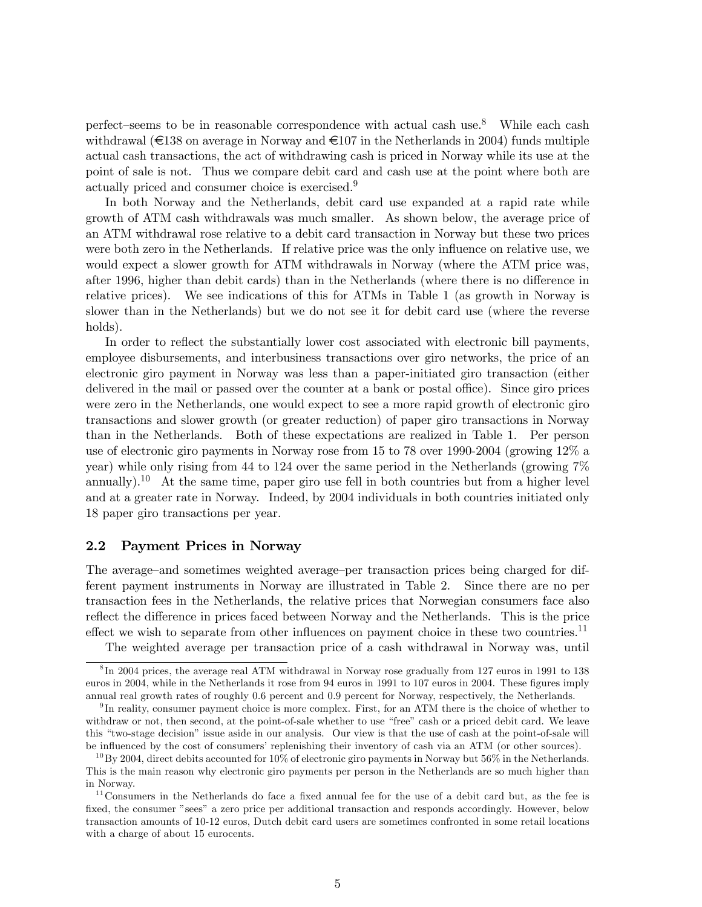perfect–seems to be in reasonable correspondence with actual cash use.[8] While each cash withdrawal (€138 on average in Norway and €107 in the Netherlands in 2004) funds multiple actual cash transactions, the act of withdrawing cash is priced in Norway while its use at the point of sale is not. Thus we compare debit card and cash use at the point where both are actually priced and consumer choice is exercised.[9]

In both Norway and the Netherlands, debit card use expanded at a rapid rate while growth of ATM cash withdrawals was much smaller. As shown below, the average price of an ATM withdrawal rose relative to a debit card transaction in Norway but these two prices were both zero in the Netherlands. If relative price was the only influence on relative use, we would expect a slower growth for ATM withdrawals in Norway (where the ATM price was, after 1996, higher than debit cards) than in the Netherlands (where there is no difference in relative prices). We see indications of this for ATMs in Table 1 (as growth in Norway is slower than in the Netherlands) but we do not see it for debit card use (where the reverse holds).

In order to reflect the substantially lower cost associated with electronic bill payments, employee disbursements, and interbusiness transactions over giro networks, the price of an electronic giro payment in Norway was less than a paper-initiated giro transaction (either delivered in the mail or passed over the counter at a bank or postal office). Since giro prices were zero in the Netherlands, one would expect to see a more rapid growth of electronic giro transactions and slower growth (or greater reduction) of paper giro transactions in Norway than in the Netherlands. Both of these expectations are realized in Table 1. Per person use of electronic giro payments in Norway rose from 15 to 78 over 1990-2004 (growing 12% a year) while only rising from 44 to 124 over the same period in the Netherlands (growing 7% annually).[10] At the same time, paper giro use fell in both countries but from a higher level and at a greater rate in Norway. Indeed, by 2004 individuals in both countries initiated only 18 paper giro transactions per year.

## 2.2 Payment Prices in Norway

The average–and sometimes weighted average–per transaction prices being charged for different payment instruments in Norway are illustrated in Table 2. Since there are no per transaction fees in the Netherlands, the relative prices that Norwegian consumers face also reflect the difference in prices faced between Norway and the Netherlands. This is the price effect we wish to separate from other influences on payment choice in these two countries.[11]

The weighted average per transaction price of a cash withdrawal in Norway was, until

[8] In 2004 prices, the average real ATM withdrawal in Norway rose gradually from 127 euros in 1991 to 138 euros in 2004, while in the Netherlands it rose from 94 euros in 1991 to 107 euros in 2004. These figures imply annual real growth rates of roughly 0.6 percent and 0.9 percent for Norway, respectively, the Netherlands.

[9] In reality, consumer payment choice is more complex. First, for an ATM there is the choice of whether to withdraw or not, then second, at the point-of-sale whether to use "free" cash or a priced debit card. We leave this "two-stage decision" issue aside in our analysis. Our view is that the use of cash at the point-of-sale will be influenced by the cost of consumers' replenishing their inventory of cash via an ATM (or other sources).

[10] By 2004, direct debits accounted for 10% of electronic giro payments in Norway but 56% in the Netherlands. This is the main reason why electronic giro payments per person in the Netherlands are so much higher than in Norway.

[11] Consumers in the Netherlands do face a fixed annual fee for the use of a debit card but, as the fee is fixed, the consumer "sees" a zero price per additional transaction and responds accordingly. However, below transaction amounts of 10-12 euros, Dutch debit card users are sometimes confronted in some retail locations with a charge of about 15 eurocents.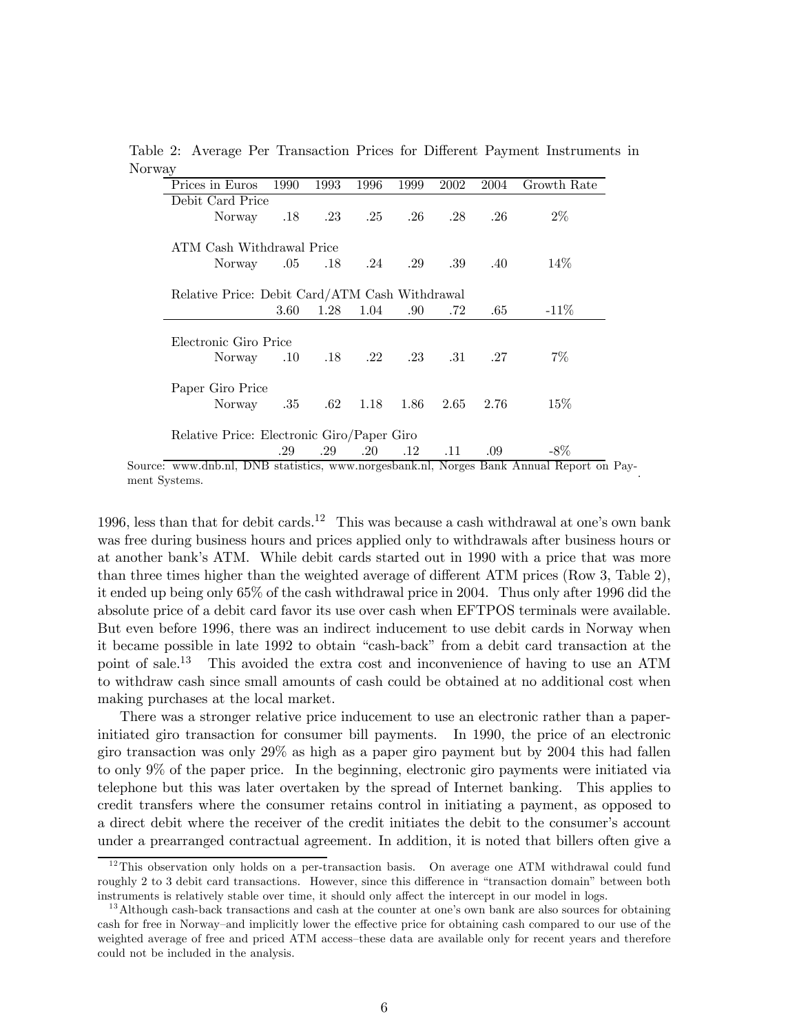Table 2: Average Per Transaction Prices for Different Payment Instruments in Norway

| Prices in Euros | 1990 | 1993 | 1996 | 1999 | 2002 | 2004 | Growth Rate |
|---|---|---|---|---|---|---|---|
| Debit Card Price | | | | | | | |
| Norway | .18 | .23 | .25 | .26 | .28 | .26 | 2% |
| ATM Cash Withdrawal Price | | | | | | | |
| Norway | .05 | .18 | .24 | .29 | .39 | .40 | 14% |
| Relative Price: Debit Card/ATM Cash Withdrawal | | | | | | | |
| | 3.60 | 1.28 | 1.04 | .90 | .72 | .65 | -11% |
| Electronic Giro Price | | | | | | | |
| Norway | .10 | .18 | .22 | .23 | .31 | .27 | 7% |
| Paper Giro Price | | | | | | | |
| Norway | .35 | .62 | 1.18 | 1.86 | 2.65 | 2.76 | 15% |
| Relative Price: Electronic Giro/Paper Giro | | | | | | | |
| | .29 | .29 | .20 | .12 | .11 | .09 | -8% |

Source: www.dnb.nl, DNB statistics, www.norgesbank.nl, Norges Bank Annual Report on Payment Systems.

1996, less than that for debit cards.[12] This was because a cash withdrawal at one's own bank was free during business hours and prices applied only to withdrawals after business hours or at another bank's ATM. While debit cards started out in 1990 with a price that was more than three times higher than the weighted average of different ATM prices (Row 3, Table 2), it ended up being only 65% of the cash withdrawal price in 2004. Thus only after 1996 did the absolute price of a debit card favor its use over cash when EFTPOS terminals were available. But even before 1996, there was an indirect inducement to use debit cards in Norway when it became possible in late 1992 to obtain "cash-back" from a debit card transaction at the point of sale.[13] This avoided the extra cost and inconvenience of having to use an ATM to withdraw cash since small amounts of cash could be obtained at no additional cost when making purchases at the local market.

There was a stronger relative price inducement to use an electronic rather than a paper-initiated giro transaction for consumer bill payments. In 1990, the price of an electronic giro transaction was only 29% as high as a paper giro payment but by 2004 this had fallen to only 9% of the paper price. In the beginning, electronic giro payments were initiated via telephone but this was later overtaken by the spread of Internet banking. This applies to credit transfers where the consumer retains control in initiating a payment, as opposed to a direct debit where the receiver of the credit initiates the debit to the consumer's account under a prearranged contractual agreement. In addition, it is noted that billers often give a

[12] This observation only holds on a per-transaction basis. On average one ATM withdrawal could fund roughly 2 to 3 debit card transactions. However, since this difference in "transaction domain" between both instruments is relatively stable over time, it should only affect the intercept in our model in logs.

[13] Although cash-back transactions and cash at the counter at one's own bank are also sources for obtaining cash for free in Norway–and implicitly lower the effective price for obtaining cash compared to our use of the weighted average of free and priced ATM access–these data are available only for recent years and therefore could not be included in the analysis.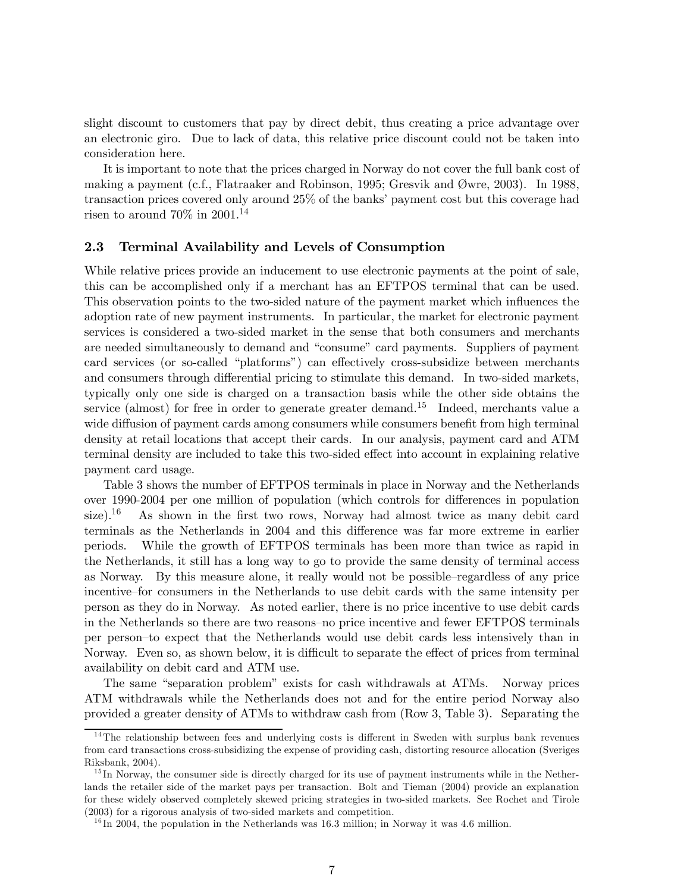slight discount to customers that pay by direct debit, thus creating a price advantage over an electronic giro. Due to lack of data, this relative price discount could not be taken into consideration here.

It is important to note that the prices charged in Norway do not cover the full bank cost of making a payment (c.f., Flatraaker and Robinson, 1995; Gresvik and Øwre, 2003). In 1988, transaction prices covered only around 25% of the banks' payment cost but this coverage had risen to around 70% in 2001.[14]

### 2.3 Terminal Availability and Levels of Consumption

While relative prices provide an inducement to use electronic payments at the point of sale, this can be accomplished only if a merchant has an EFTPOS terminal that can be used. This observation points to the two-sided nature of the payment market which influences the adoption rate of new payment instruments. In particular, the market for electronic payment services is considered a two-sided market in the sense that both consumers and merchants are needed simultaneously to demand and "consume" card payments. Suppliers of payment card services (or so-called "platforms") can effectively cross-subsidize between merchants and consumers through differential pricing to stimulate this demand. In two-sided markets, typically only one side is charged on a transaction basis while the other side obtains the service (almost) for free in order to generate greater demand.[15] Indeed, merchants value a wide diffusion of payment cards among consumers while consumers benefit from high terminal density at retail locations that accept their cards. In our analysis, payment card and ATM terminal density are included to take this two-sided effect into account in explaining relative payment card usage.

Table 3 shows the number of EFTPOS terminals in place in Norway and the Netherlands over 1990-2004 per one million of population (which controls for differences in population size).[16] As shown in the first two rows, Norway had almost twice as many debit card terminals as the Netherlands in 2004 and this difference was far more extreme in earlier periods. While the growth of EFTPOS terminals has been more than twice as rapid in the Netherlands, it still has a long way to go to provide the same density of terminal access as Norway. By this measure alone, it really would not be possible–regardless of any price incentive–for consumers in the Netherlands to use debit cards with the same intensity per person as they do in Norway. As noted earlier, there is no price incentive to use debit cards in the Netherlands so there are two reasons–no price incentive and fewer EFTPOS terminals per person–to expect that the Netherlands would use debit cards less intensively than in Norway. Even so, as shown below, it is difficult to separate the effect of prices from terminal availability on debit card and ATM use.

The same "separation problem" exists for cash withdrawals at ATMs. Norway prices ATM withdrawals while the Netherlands does not and for the entire period Norway also provided a greater density of ATMs to withdraw cash from (Row 3, Table 3). Separating the

[14] The relationship between fees and underlying costs is different in Sweden with surplus bank revenues from card transactions cross-subsidizing the expense of providing cash, distorting resource allocation (Sveriges Riksbank, 2004).

[15] In Norway, the consumer side is directly charged for its use of payment instruments while in the Netherlands the retailer side of the market pays per transaction. Bolt and Tieman (2004) provide an explanation for these widely observed completely skewed pricing strategies in two-sided markets. See Rochet and Tirole (2003) for a rigorous analysis of two-sided markets and competition.

[16] In 2004, the population in the Netherlands was 16.3 million; in Norway it was 4.6 million.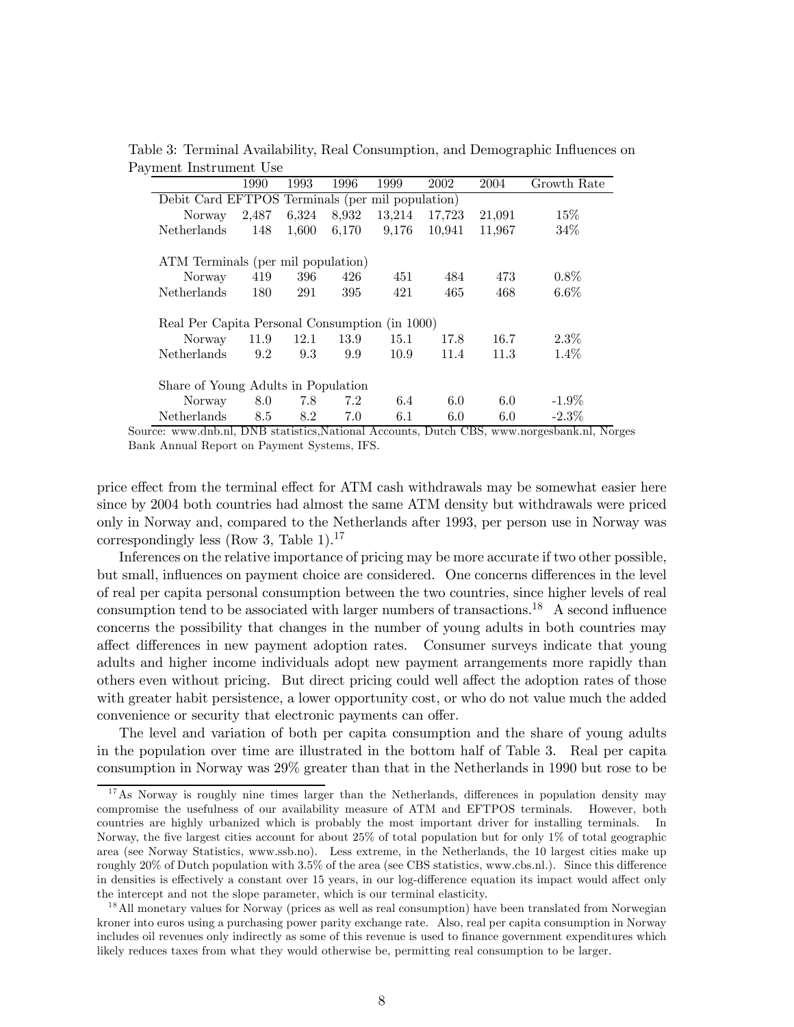Table 3: Terminal Availability, Real Consumption, and Demographic Influences on Payment Instrument Use

| | 1990 | 1993 | 1996 | 1999 | 2002 | 2004 | Growth Rate |
|---|---|---|---|---|---|---|---|
| Debit Card EFTPOS Terminals (per mil population) | | | | | | | |
| Norway | 2,487 | 6,324 | 8,932 | 13,214 | 17,723 | 21,091 | 15% |
| Netherlands | 148 | 1,600 | 6,170 | 9,176 | 10,941 | 11,967 | 34% |
| ATM Terminals (per mil population) | | | | | | | |
| Norway | 419 | 396 | 426 | 451 | 484 | 473 | 0.8% |
| Netherlands | 180 | 291 | 395 | 421 | 465 | 468 | 6.6% |
| Real Per Capita Personal Consumption (in 1000) | | | | | | | |
| Norway | 11.9 | 12.1 | 13.9 | 15.1 | 17.8 | 16.7 | 2.3% |
| Netherlands | 9.2 | 9.3 | 9.9 | 10.9 | 11.4 | 11.3 | 1.4% |
| Share of Young Adults in Population | | | | | | | |
| Norway | 8.0 | 7.8 | 7.2 | 6.4 | 6.0 | 6.0 | -1.9% |
| Netherlands | 8.5 | 8.2 | 7.0 | 6.1 | 6.0 | 6.0 | -2.3% |

Source: www.dnb.nl, DNB statistics,National Accounts, Dutch CBS, www.norgesbank.nl, Norges Bank Annual Report on Payment Systems, IFS.

price effect from the terminal effect for ATM cash withdrawals may be somewhat easier here since by 2004 both countries had almost the same ATM density but withdrawals were priced only in Norway and, compared to the Netherlands after 1993, per person use in Norway was correspondingly less (Row 3, Table 1).[17]

Inferences on the relative importance of pricing may be more accurate if two other possible, but small, influences on payment choice are considered. One concerns differences in the level of real per capita personal consumption between the two countries, since higher levels of real consumption tend to be associated with larger numbers of transactions.[18] A second influence concerns the possibility that changes in the number of young adults in both countries may affect differences in new payment adoption rates. Consumer surveys indicate that young adults and higher income individuals adopt new payment arrangements more rapidly than others even without pricing. But direct pricing could well affect the adoption rates of those with greater habit persistence, a lower opportunity cost, or who do not value much the added convenience or security that electronic payments can offer.

The level and variation of both per capita consumption and the share of young adults in the population over time are illustrated in the bottom half of Table 3. Real per capita consumption in Norway was 29% greater than that in the Netherlands in 1990 but rose to be

[17] As Norway is roughly nine times larger than the Netherlands, differences in population density may compromise the usefulness of our availability measure of ATM and EFTPOS terminals. However, both countries are highly urbanized which is probably the most important driver for installing terminals. In Norway, the five largest cities account for about 25% of total population but for only 1% of total geographic area (see Norway Statistics, www.ssb.no). Less extreme, in the Netherlands, the 10 largest cities make up roughly 20% of Dutch population with 3.5% of the area (see CBS statistics, www.cbs.nl.). Since this difference in densities is effectively a constant over 15 years, in our log-difference equation its impact would affect only the intercept and not the slope parameter, which is our terminal elasticity.

[18] All monetary values for Norway (prices as well as real consumption) have been translated from Norwegian kroner into euros using a purchasing power parity exchange rate. Also, real per capita consumption in Norway includes oil revenues only indirectly as some of this revenue is used to finance government expenditures which likely reduces taxes from what they would otherwise be, permitting real consumption to be larger.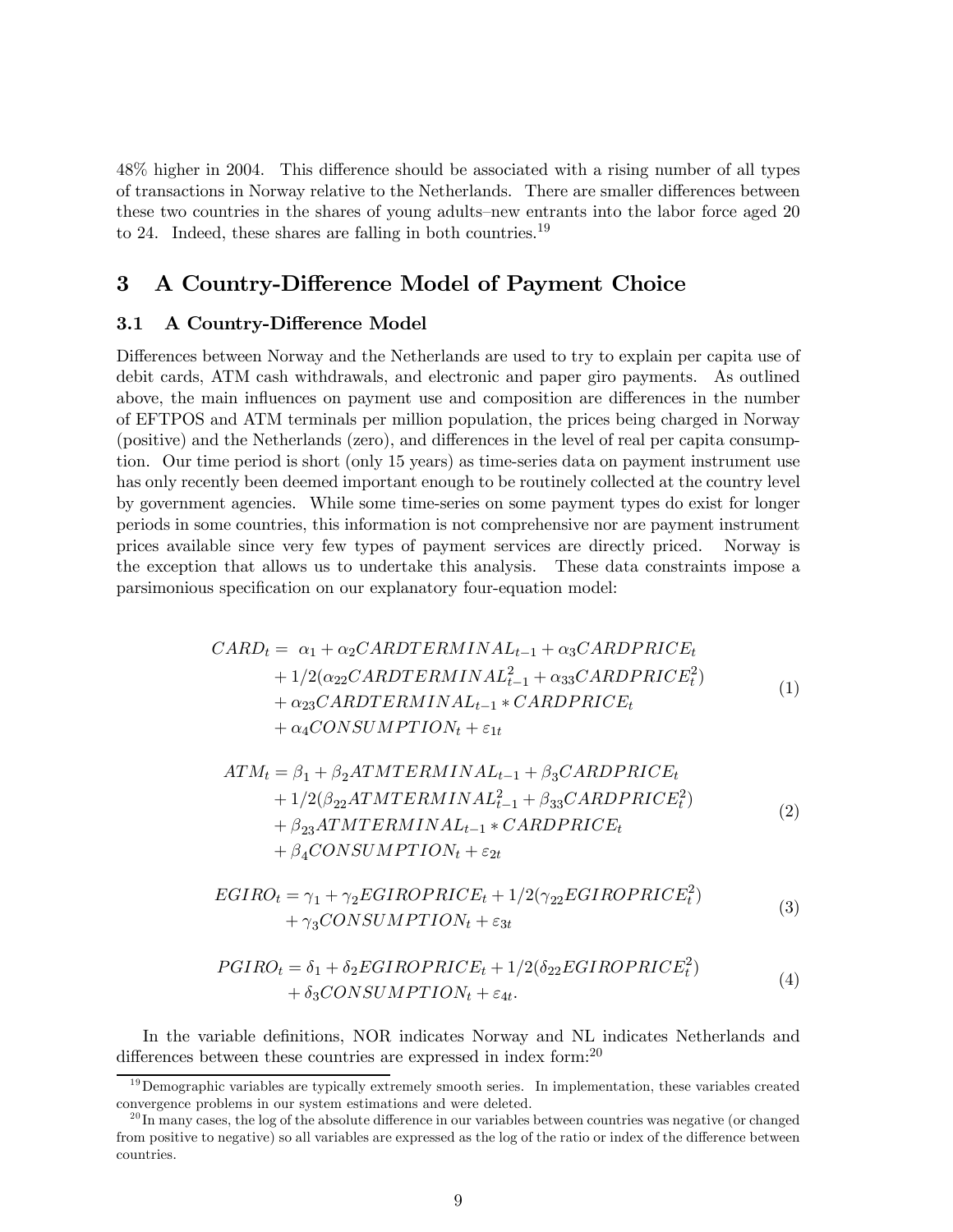48% higher in 2004. This difference should be associated with a rising number of all types of transactions in Norway relative to the Netherlands. There are smaller differences between these two countries in the shares of young adults–new entrants into the labor force aged 20 to 24. Indeed, these shares are falling in both countries.[19]

# 3 A Country-Difference Model of Payment Choice

## 3.1 A Country-Difference Model

Differences between Norway and the Netherlands are used to try to explain per capita use of debit cards, ATM cash withdrawals, and electronic and paper giro payments. As outlined above, the main influences on payment use and composition are differences in the number of EFTPOS and ATM terminals per million population, the prices being charged in Norway (positive) and the Netherlands (zero), and differences in the level of real per capita consumption. Our time period is short (only 15 years) as time-series data on payment instrument use has only recently been deemed important enough to be routinely collected at the country level by government agencies. While some time-series on some payment types do exist for longer periods in some countries, this information is not comprehensive nor are payment instrument prices available since very few types of payment services are directly priced. Norway is the exception that allows us to undertake this analysis. These data constraints impose a parsimonious specification on our explanatory four-equation model:

$$
\begin{aligned}
CARD_t = \; & \alpha_1 + \alpha_2 CARDTERMINAL_{t-1} + \alpha_3 CARDPRICE_t \\
& + 1/2(\alpha_{22} CARDTERMINAL_{t-1}^2 + \alpha_{33} CARDPRICE_t^2) \\
& + \alpha_{23} CARDTERMINAL_{t-1} * CARDPRICE_t \\
& + \alpha_4 CONSUMPTION_t + \varepsilon_{1t}
\end{aligned} \tag{1}
$$

$$
\begin{aligned}
ATM_t = \; & \beta_1 + \beta_2 ATMTERMINAL_{t-1} + \beta_3 CARDPRICE_t \\
& + 1/2(\beta_{22} ATMTERMINAL_{t-1}^2 + \beta_{33} CARDPRICE_t^2) \\
& + \beta_{23} ATMTERMINAL_{t-1} * CARDPRICE_t \\
& + \beta_4 CONSUMPTION_t + \varepsilon_{2t}
\end{aligned} \tag{2}
$$

$$
\begin{aligned}
EGIRO_t = \; & \gamma_1 + \gamma_2 EGIROPRICE_t + 1/2(\gamma_{22} EGIROPRICE_t^2) \\
& + \gamma_3 CONSUMPTION_t + \varepsilon_{3t}
\end{aligned} \tag{3}
$$

$$
\begin{aligned}
PGIRO_t = \; & \delta_1 + \delta_2 EGIROPRICE_t + 1/2(\delta_{22} EGIROPRICE_t^2) \\
& + \delta_3 CONSUMPTION_t + \varepsilon_{4t}.
\end{aligned} \tag{4}
$$

In the variable definitions, NOR indicates Norway and NL indicates Netherlands and differences between these countries are expressed in index form:[20]

[19] Demographic variables are typically extremely smooth series. In implementation, these variables created convergence problems in our system estimations and were deleted.

[20] In many cases, the log of the absolute difference in our variables between countries was negative (or changed from positive to negative) so all variables are expressed as the log of the ratio or index of the difference between countries.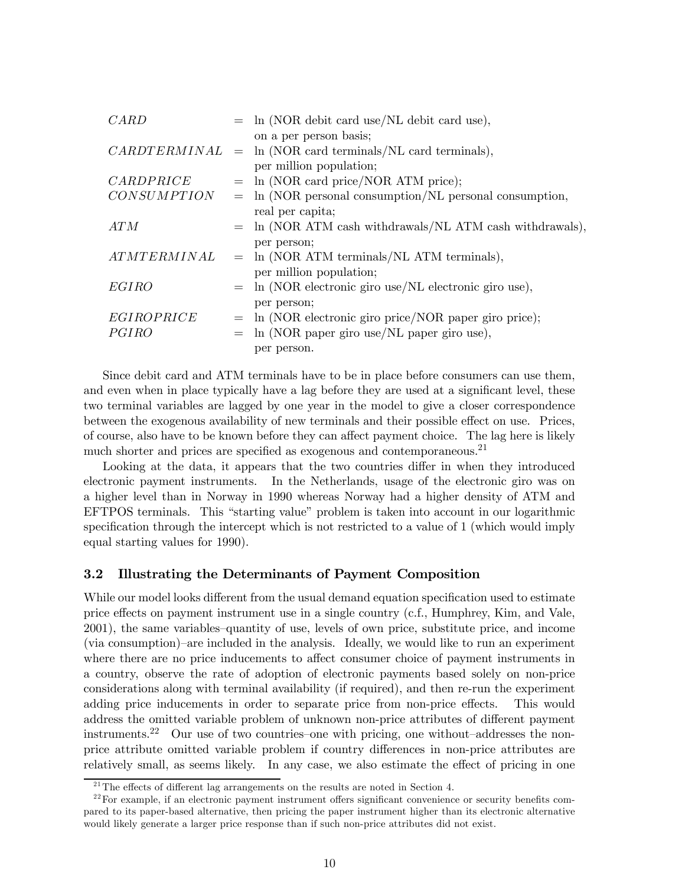| | | |
|---|---|---|
| $CARD$ | = | ln (NOR debit card use/NL debit card use), on a per person basis; |
| $CARDTERMINAL$ | = | ln (NOR card terminals/NL card terminals), per million population; |
| $CARDPRICE$ | = | ln (NOR card price/NOR ATM price); |
| $CONSUMPTION$ | = | ln (NOR personal consumption/NL personal consumption, real per capita; |
| $ATM$ | = | ln (NOR ATM cash withdrawals/NL ATM cash withdrawals), per person; |
| $ATMTERMINAL$ | = | ln (NOR ATM terminals/NL ATM terminals), per million population; |
| $EGIRO$ | = | ln (NOR electronic giro use/NL electronic giro use), per person; |
| $EGIROPRICE$ | = | ln (NOR electronic giro price/NOR paper giro price); |
| $PGIRO$ | = | ln (NOR paper giro use/NL paper giro use), per person. |

Since debit card and ATM terminals have to be in place before consumers can use them, and even when in place typically have a lag before they are used at a significant level, these two terminal variables are lagged by one year in the model to give a closer correspondence between the exogenous availability of new terminals and their possible effect on use. Prices, of course, also have to be known before they can affect payment choice. The lag here is likely much shorter and prices are specified as exogenous and contemporaneous.[21]

Looking at the data, it appears that the two countries differ in when they introduced electronic payment instruments. In the Netherlands, usage of the electronic giro was on a higher level than in Norway in 1990 whereas Norway had a higher density of ATM and EFTPOS terminals. This "starting value" problem is taken into account in our logarithmic specification through the intercept which is not restricted to a value of 1 (which would imply equal starting values for 1990).

### 3.2 Illustrating the Determinants of Payment Composition

While our model looks different from the usual demand equation specification used to estimate price effects on payment instrument use in a single country (c.f., Humphrey, Kim, and Vale, 2001), the same variables–quantity of use, levels of own price, substitute price, and income (via consumption)–are included in the analysis. Ideally, we would like to run an experiment where there are no price inducements to affect consumer choice of payment instruments in a country, observe the rate of adoption of electronic payments based solely on non-price considerations along with terminal availability (if required), and then re-run the experiment adding price inducements in order to separate price from non-price effects. This would address the omitted variable problem of unknown non-price attributes of different payment instruments.[22] Our use of two countries–one with pricing, one without–addresses the non-price attribute omitted variable problem if country differences in non-price attributes are relatively small, as seems likely. In any case, we also estimate the effect of pricing in one

[21] The effects of different lag arrangements on the results are noted in Section 4.

[22] For example, if an electronic payment instrument offers significant convenience or security benefits compared to its paper-based alternative, then pricing the paper instrument higher than its electronic alternative would likely generate a larger price response than if such non-price attributes did not exist.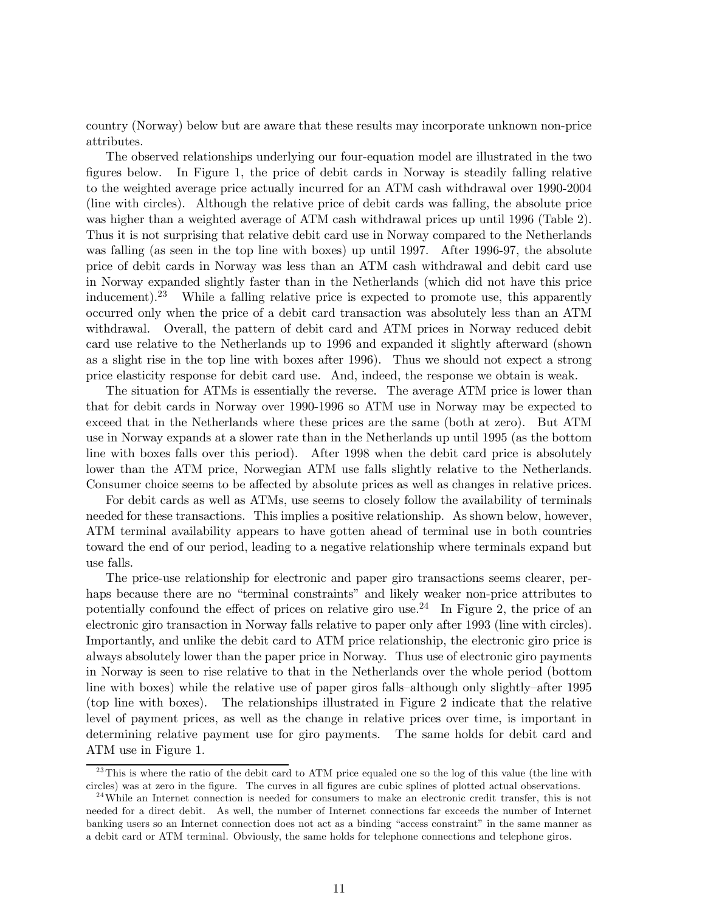country (Norway) below but are aware that these results may incorporate unknown non-price attributes.

The observed relationships underlying our four-equation model are illustrated in the two figures below. In Figure 1, the price of debit cards in Norway is steadily falling relative to the weighted average price actually incurred for an ATM cash withdrawal over 1990-2004 (line with circles). Although the relative price of debit cards was falling, the absolute price was higher than a weighted average of ATM cash withdrawal prices up until 1996 (Table 2). Thus it is not surprising that relative debit card use in Norway compared to the Netherlands was falling (as seen in the top line with boxes) up until 1997. After 1996-97, the absolute price of debit cards in Norway was less than an ATM cash withdrawal and debit card use in Norway expanded slightly faster than in the Netherlands (which did not have this price inducement).[23] While a falling relative price is expected to promote use, this apparently occurred only when the price of a debit card transaction was absolutely less than an ATM withdrawal. Overall, the pattern of debit card and ATM prices in Norway reduced debit card use relative to the Netherlands up to 1996 and expanded it slightly afterward (shown as a slight rise in the top line with boxes after 1996). Thus we should not expect a strong price elasticity response for debit card use. And, indeed, the response we obtain is weak.

The situation for ATMs is essentially the reverse. The average ATM price is lower than that for debit cards in Norway over 1990-1996 so ATM use in Norway may be expected to exceed that in the Netherlands where these prices are the same (both at zero). But ATM use in Norway expands at a slower rate than in the Netherlands up until 1995 (as the bottom line with boxes falls over this period). After 1998 when the debit card price is absolutely lower than the ATM price, Norwegian ATM use falls slightly relative to the Netherlands. Consumer choice seems to be affected by absolute prices as well as changes in relative prices.

For debit cards as well as ATMs, use seems to closely follow the availability of terminals needed for these transactions. This implies a positive relationship. As shown below, however, ATM terminal availability appears to have gotten ahead of terminal use in both countries toward the end of our period, leading to a negative relationship where terminals expand but use falls.

The price-use relationship for electronic and paper giro transactions seems clearer, perhaps because there are no "terminal constraints" and likely weaker non-price attributes to potentially confound the effect of prices on relative giro use.[24] In Figure 2, the price of an electronic giro transaction in Norway falls relative to paper only after 1993 (line with circles). Importantly, and unlike the debit card to ATM price relationship, the electronic giro price is always absolutely lower than the paper price in Norway. Thus use of electronic giro payments in Norway is seen to rise relative to that in the Netherlands over the whole period (bottom line with boxes) while the relative use of paper giros falls–although only slightly–after 1995 (top line with boxes). The relationships illustrated in Figure 2 indicate that the relative level of payment prices, as well as the change in relative prices over time, is important in determining relative payment use for giro payments. The same holds for debit card and ATM use in Figure 1.

---

[23] This is where the ratio of the debit card to ATM price equaled one so the log of this value (the line with circles) was at zero in the figure. The curves in all figures are cubic splines of plotted actual observations.

[24] While an Internet connection is needed for consumers to make an electronic credit transfer, this is not needed for a direct debit. As well, the number of Internet connections far exceeds the number of Internet banking users so an Internet connection does not act as a binding "access constraint" in the same manner as a debit card or ATM terminal. Obviously, the same holds for telephone connections and telephone giros.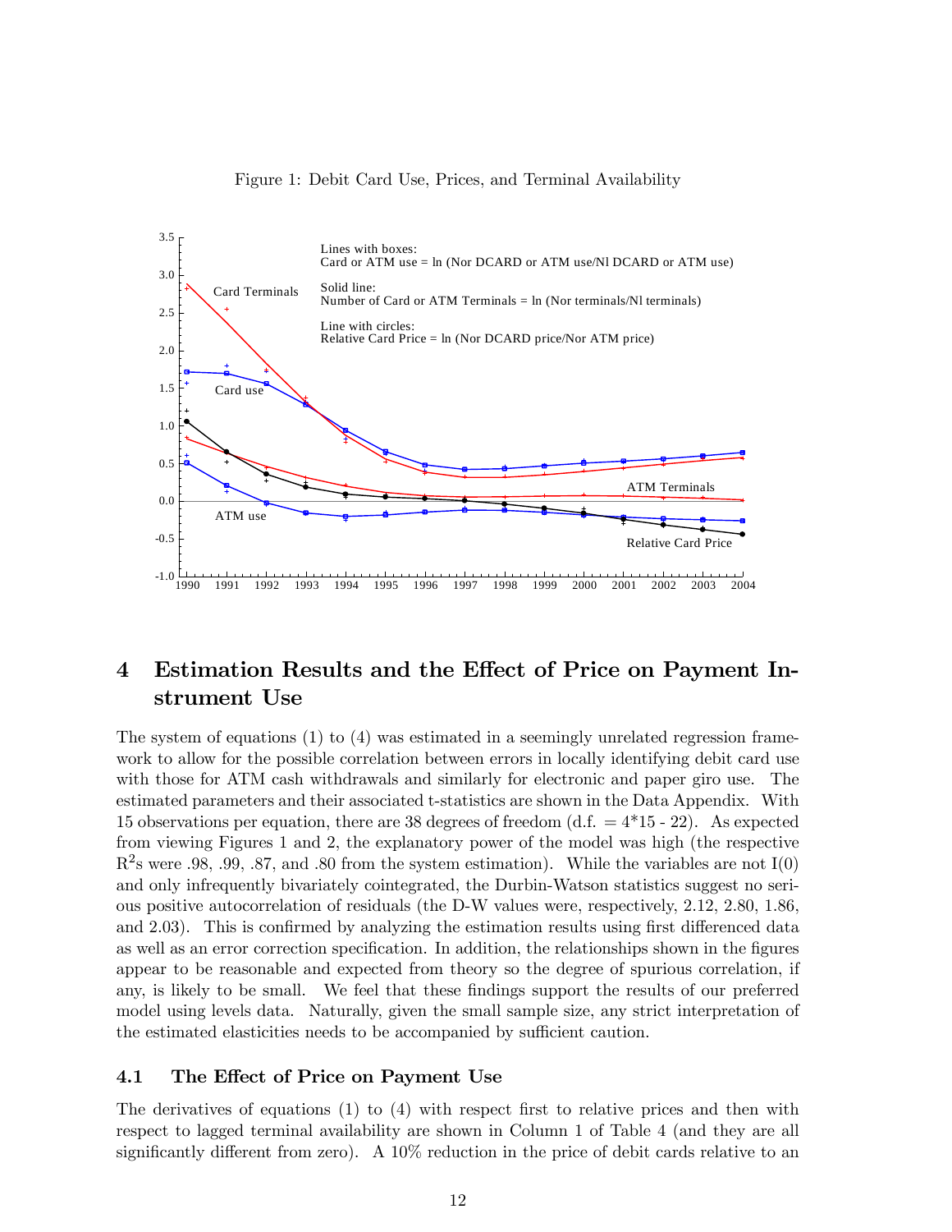Figure 1: Debit Card Use, Prices, and Terminal Availability

## 4 Estimation Results and the Effect of Price on Payment Instrument Use

The system of equations (1) to (4) was estimated in a seemingly unrelated regression framework to allow for the possible correlation between errors in locally identifying debit card use with those for ATM cash withdrawals and similarly for electronic and paper giro use. The estimated parameters and their associated t-statistics are shown in the Data Appendix. With 15 observations per equation, there are 38 degrees of freedom (d.f. = 4*15 - 22). As expected from viewing Figures 1 and 2, the explanatory power of the model was high (the respective $R^2$s were .98, .99, .87, and .80 from the system estimation). While the variables are not I(0) and only infrequently bivariately cointegrated, the Durbin-Watson statistics suggest no serious positive autocorrelation of residuals (the D-W values were, respectively, 2.12, 2.80, 1.86, and 2.03). This is confirmed by analyzing the estimation results using first differenced data as well as an error correction specification. In addition, the relationships shown in the figures appear to be reasonable and expected from theory so the degree of spurious correlation, if any, is likely to be small. We feel that these findings support the results of our preferred model using levels data. Naturally, given the small sample size, any strict interpretation of the estimated elasticities needs to be accompanied by sufficient caution.

### 4.1 The Effect of Price on Payment Use

The derivatives of equations (1) to (4) with respect first to relative prices and then with respect to lagged terminal availability are shown in Column 1 of Table 4 (and they are all significantly different from zero). A 10% reduction in the price of debit cards relative to an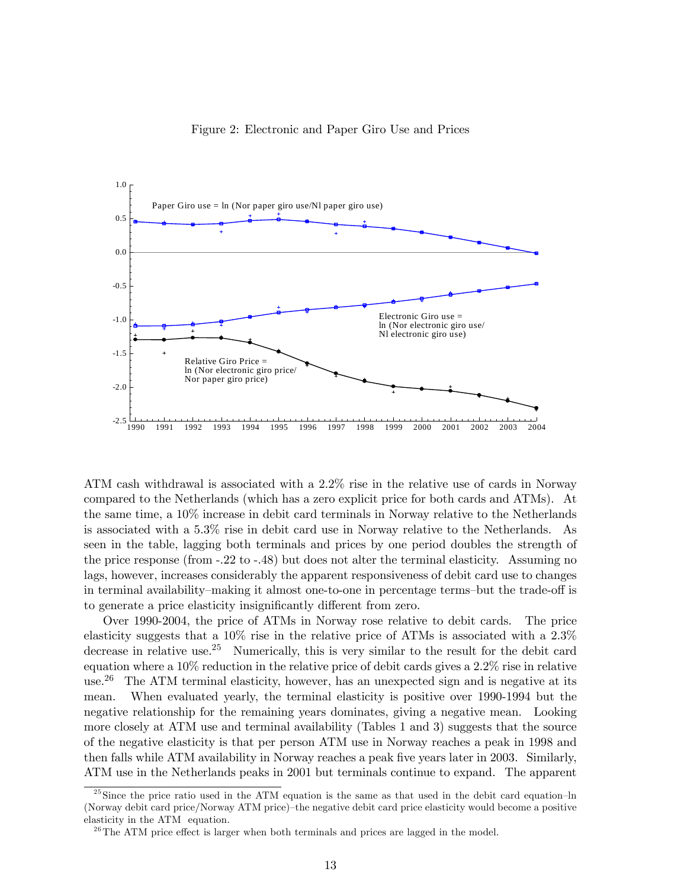Figure 2: Electronic and Paper Giro Use and Prices

ATM cash withdrawal is associated with a 2.2% rise in the relative use of cards in Norway compared to the Netherlands (which has a zero explicit price for both cards and ATMs). At the same time, a 10% increase in debit card terminals in Norway relative to the Netherlands is associated with a 5.3% rise in debit card use in Norway relative to the Netherlands. As seen in the table, lagging both terminals and prices by one period doubles the strength of the price response (from -.22 to -.48) but does not alter the terminal elasticity. Assuming no lags, however, increases considerably the apparent responsiveness of debit card use to changes in terminal availability–making it almost one-to-one in percentage terms–but the trade-off is to generate a price elasticity insignificantly different from zero.

Over 1990-2004, the price of ATMs in Norway rose relative to debit cards. The price elasticity suggests that a 10% rise in the relative price of ATMs is associated with a 2.3% decrease in relative use.[25] Numerically, this is very similar to the result for the debit card equation where a 10% reduction in the relative price of debit cards gives a 2.2% rise in relative use.[26] The ATM terminal elasticity, however, has an unexpected sign and is negative at its mean. When evaluated yearly, the terminal elasticity is positive over 1990-1994 but the negative relationship for the remaining years dominates, giving a negative mean. Looking more closely at ATM use and terminal availability (Tables 1 and 3) suggests that the source of the negative elasticity is that per person ATM use in Norway reaches a peak in 1998 and then falls while ATM availability in Norway reaches a peak five years later in 2003. Similarly, ATM use in the Netherlands peaks in 2001 but terminals continue to expand. The apparent

[25] Since the price ratio used in the ATM equation is the same as that used in the debit card equation–ln (Norway debit card price/Norway ATM price)–the negative debit card price elasticity would become a positive elasticity in the ATM equation.

[26] The ATM price effect is larger when both terminals and prices are lagged in the model.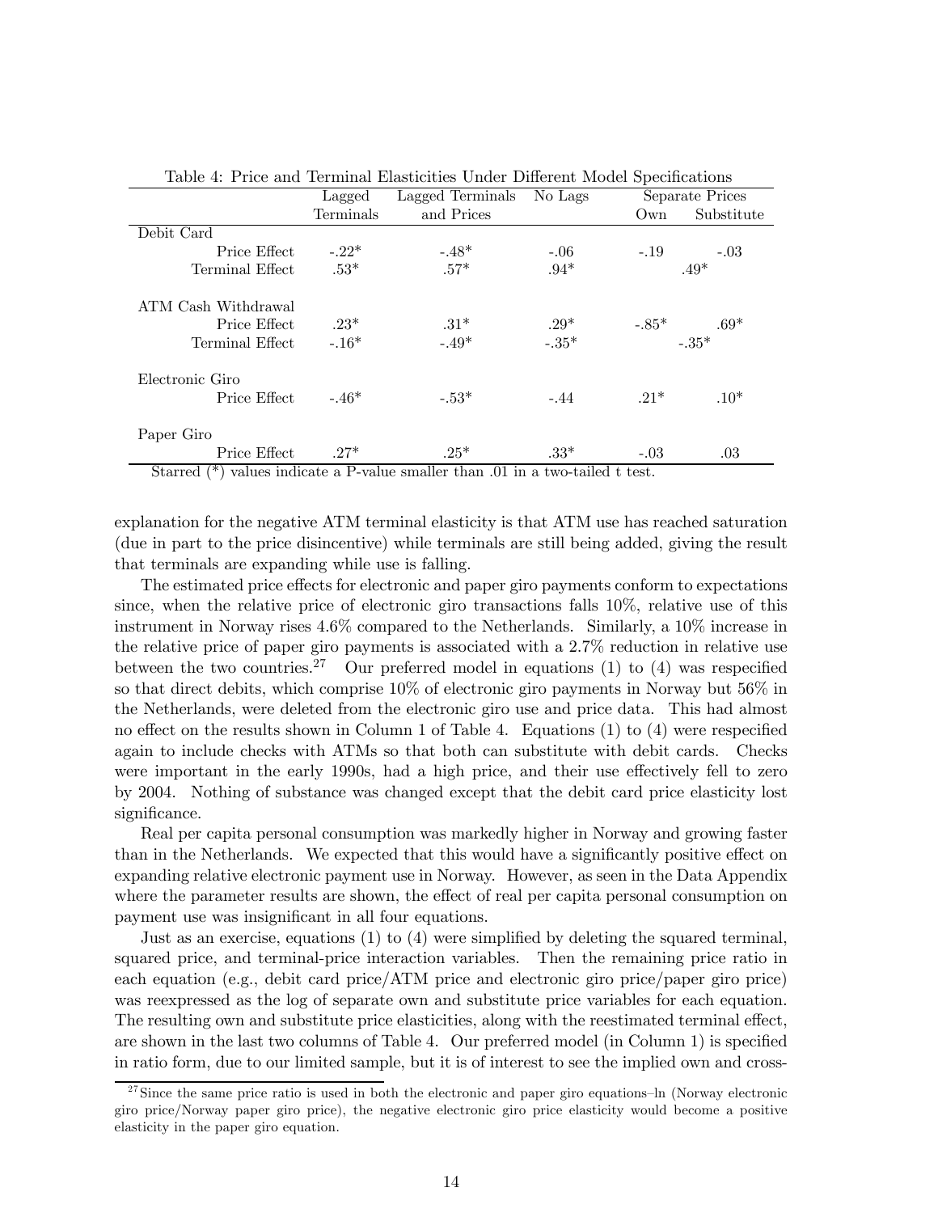Table 4: Price and Terminal Elasticities Under Different Model Specifications

| | Lagged Terminals | Lagged Terminals and Prices | No Lags | Separate Prices Own | Separate Prices Substitute |
|---|---|---|---|---|---|
| Debit Card | | | | | |
| Price Effect | -.22* | -.48* | -.06 | -.19 | -.03 |
| Terminal Effect | .53* | .57* | .94* | .49* | |
| ATM Cash Withdrawal | | | | | |
| Price Effect | .23* | .31* | .29* | -.85* | .69* |
| Terminal Effect | -.16* | -.49* | -.35* | -.35* | |
| Electronic Giro | | | | | |
| Price Effect | -.46* | -.53* | -.44 | .21* | .10* |
| Paper Giro | | | | | |
| Price Effect | .27* | .25* | .33* | -.03 | .03 |

Starred (*) values indicate a P-value smaller than .01 in a two-tailed t test.

explanation for the negative ATM terminal elasticity is that ATM use has reached saturation (due in part to the price disincentive) while terminals are still being added, giving the result that terminals are expanding while use is falling.

The estimated price effects for electronic and paper giro payments conform to expectations since, when the relative price of electronic giro transactions falls 10%, relative use of this instrument in Norway rises 4.6% compared to the Netherlands. Similarly, a 10% increase in the relative price of paper giro payments is associated with a 2.7% reduction in relative use between the two countries.[27] Our preferred model in equations (1) to (4) was respecified so that direct debits, which comprise 10% of electronic giro payments in Norway but 56% in the Netherlands, were deleted from the electronic giro use and price data. This had almost no effect on the results shown in Column 1 of Table 4. Equations (1) to (4) were respecified again to include checks with ATMs so that both can substitute with debit cards. Checks were important in the early 1990s, had a high price, and their use effectively fell to zero by 2004. Nothing of substance was changed except that the debit card price elasticity lost significance.

Real per capita personal consumption was markedly higher in Norway and growing faster than in the Netherlands. We expected that this would have a significantly positive effect on expanding relative electronic payment use in Norway. However, as seen in the Data Appendix where the parameter results are shown, the effect of real per capita personal consumption on payment use was insignificant in all four equations.

Just as an exercise, equations (1) to (4) were simplified by deleting the squared terminal, squared price, and terminal-price interaction variables. Then the remaining price ratio in each equation (e.g., debit card price/ATM price and electronic giro price/paper giro price) was reexpressed as the log of separate own and substitute price variables for each equation. The resulting own and substitute price elasticities, along with the reestimated terminal effect, are shown in the last two columns of Table 4. Our preferred model (in Column 1) is specified in ratio form, due to our limited sample, but it is of interest to see the implied own and cross-

[27] Since the same price ratio is used in both the electronic and paper giro equations–ln (Norway electronic giro price/Norway paper giro price), the negative electronic giro price elasticity would become a positive elasticity in the paper giro equation.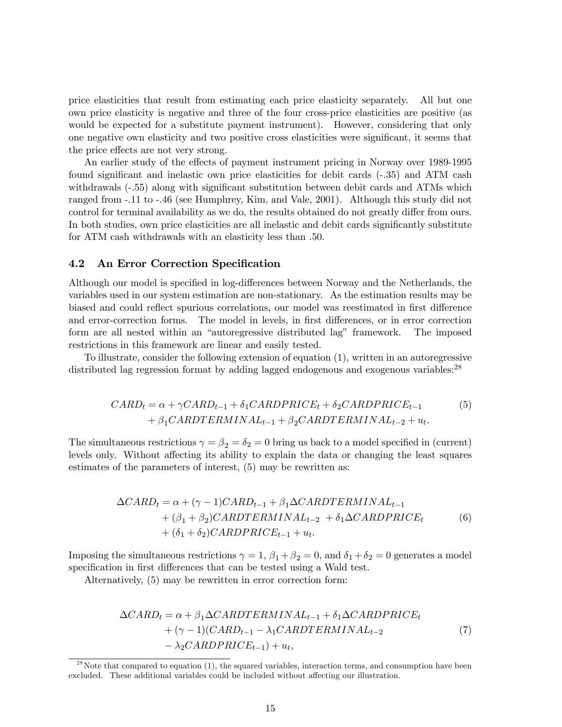price elasticities that result from estimating each price elasticity separately. All but one own price elasticity is negative and three of the four cross-price elasticities are positive (as would be expected for a substitute payment instrument). However, considering that only one negative own elasticity and two positive cross elasticities were significant, it seems that the price effects are not very strong.

An earlier study of the effects of payment instrument pricing in Norway over 1989-1995 found significant and inelastic own price elasticities for debit cards (-.35) and ATM cash withdrawals (-.55) along with significant substitution between debit cards and ATMs which ranged from -.11 to -.46 (see Humphrey, Kim, and Vale, 2001). Although this study did not control for terminal availability as we do, the results obtained do not greatly differ from ours. In both studies, own price elasticities are all inelastic and debit cards significantly substitute for ATM cash withdrawals with an elasticity less than .50.

### 4.2 An Error Correction Specification

Although our model is specified in log-differences between Norway and the Netherlands, the variables used in our system estimation are non-stationary. As the estimation results may be biased and could reflect spurious correlations, our model was reestimated in first difference and error-correction forms. The model in levels, in first differences, or in error correction form are all nested within an "autoregressive distributed lag" framework. The imposed restrictions in this framework are linear and easily tested.

To illustrate, consider the following extension of equation (1), written in an autoregressive distributed lag regression format by adding lagged endogenous and exogenous variables:[28]

$$
\begin{aligned}
CARD_t = \alpha + \gamma CARD_{t-1} + \delta_1 CARDPRICE_t + \delta_2 CARDPRICE_{t-1} \\
+ \beta_1 CARDTERMINAL_{t-1} + \beta_2 CARDTERMINAL_{t-2} + u_t.
\end{aligned}
\tag{5}
$$

The simultaneous restrictions $\gamma = \beta_2 = \delta_2 = 0$ bring us back to a model specified in (current) levels only. Without affecting its ability to explain the data or changing the least squares estimates of the parameters of interest, (5) may be rewritten as:

$$
\begin{aligned}
\Delta CARD_t = \alpha + (\gamma - 1) CARD_{t-1} + \beta_1 \Delta CARDTERMINAL_{t-1} \\
+ (\beta_1 + \beta_2) CARDTERMINAL_{t-2} \; + \delta_1 \Delta CARDPRICE_t \\
+ (\delta_1 + \delta_2) CARDPRICE_{t-1} + u_t.
\end{aligned}
\tag{6}
$$

Imposing the simultaneous restrictions $\gamma = 1$, $\beta_1 + \beta_2 = 0$, and $\delta_1 + \delta_2 = 0$ generates a model specification in first differences that can be tested using a Wald test.

Alternatively, (5) may be rewritten in error correction form:

$$
\begin{aligned}
\Delta CARD_t = \alpha + \beta_1 \Delta CARDTERMINAL_{t-1} + \delta_1 \Delta CARDPRICE_t \\
+ (\gamma - 1)(CARD_{t-1} - \lambda_1 CARDTERMINAL_{t-2} \\
- \lambda_2 CARDPRICE_{t-1}) + u_t,
\end{aligned}
\tag{7}
$$

[28] Note that compared to equation (1), the squared variables, interaction terms, and consumption have been excluded. These additional variables could be included without affecting our illustration.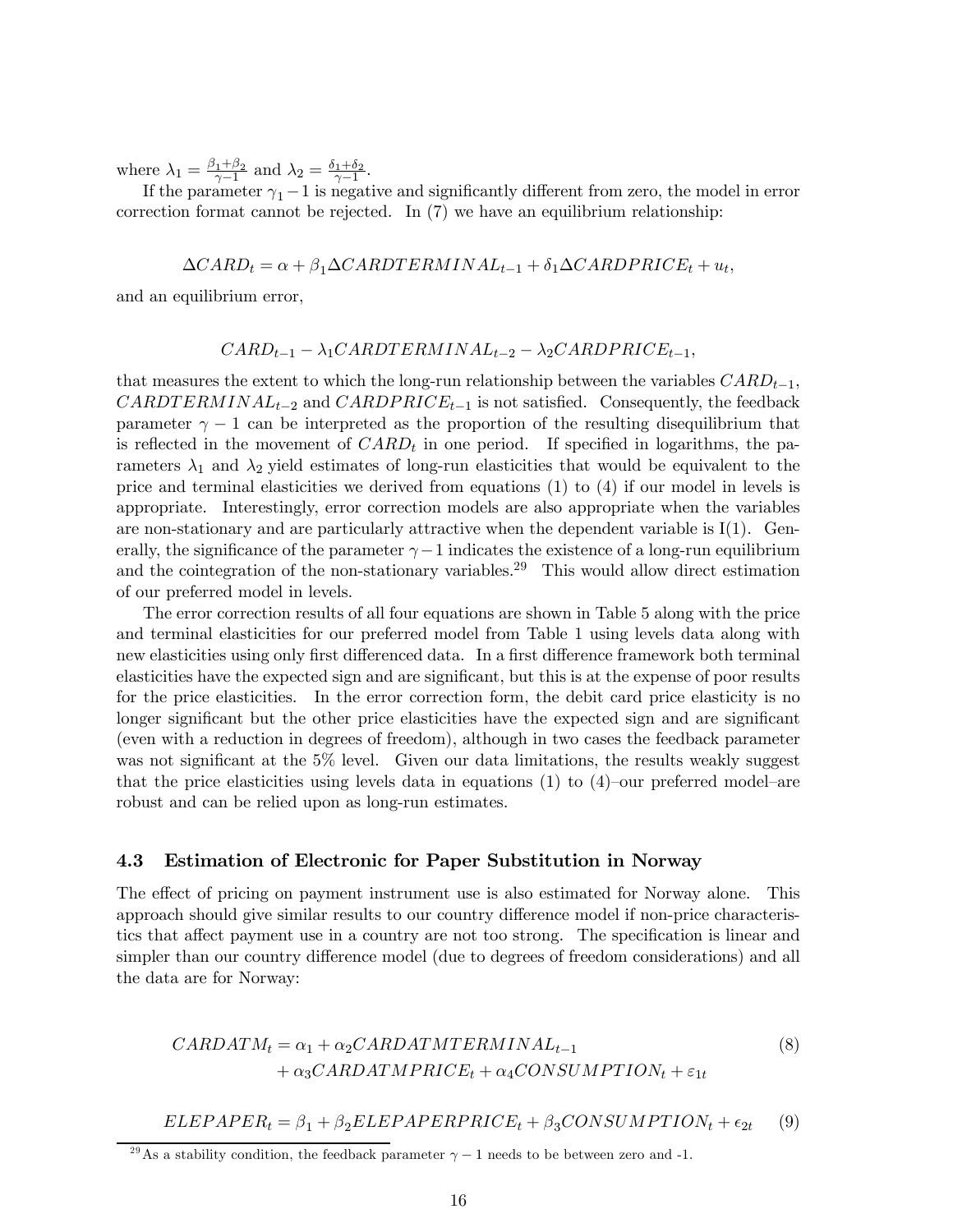where $\lambda_1 = \frac{\beta_1+\beta_2}{\gamma-1}$ and $\lambda_2 = \frac{\delta_1+\delta_2}{\gamma-1}$.

If the parameter $\gamma_1 - 1$ is negative and significantly different from zero, the model in error correction format cannot be rejected. In (7) we have an equilibrium relationship:

$$\Delta CARD_t = \alpha + \beta_1 \Delta CARDTERMINAL_{t-1} + \delta_1 \Delta CARDPRICE_t + u_t,$$

and an equilibrium error,

$$CARD_{t-1} - \lambda_1 CARDTERMINAL_{t-2} - \lambda_2 CARDPRICE_{t-1},$$

that measures the extent to which the long-run relationship between the variables $CARD_{t-1}$, $CARDTERMINAL_{t-2}$ and $CARDPRICE_{t-1}$ is not satisfied. Consequently, the feedback parameter $\gamma - 1$ can be interpreted as the proportion of the resulting disequilibrium that is reflected in the movement of $CARD_t$ in one period. If specified in logarithms, the parameters $\lambda_1$ and $\lambda_2$ yield estimates of long-run elasticities that would be equivalent to the price and terminal elasticities we derived from equations (1) to (4) if our model in levels is appropriate. Interestingly, error correction models are also appropriate when the variables are non-stationary and are particularly attractive when the dependent variable is I(1). Generally, the significance of the parameter $\gamma - 1$ indicates the existence of a long-run equilibrium and the cointegration of the non-stationary variables.[29] This would allow direct estimation of our preferred model in levels.

The error correction results of all four equations are shown in Table 5 along with the price and terminal elasticities for our preferred model from Table 1 using levels data along with new elasticities using only first differenced data. In a first difference framework both terminal elasticities have the expected sign and are significant, but this is at the expense of poor results for the price elasticities. In the error correction form, the debit card price elasticity is no longer significant but the other price elasticities have the expected sign and are significant (even with a reduction in degrees of freedom), although in two cases the feedback parameter was not significant at the 5% level. Given our data limitations, the results weakly suggest that the price elasticities using levels data in equations (1) to (4)–our preferred model–are robust and can be relied upon as long-run estimates.

### 4.3 Estimation of Electronic for Paper Substitution in Norway

The effect of pricing on payment instrument use is also estimated for Norway alone. This approach should give similar results to our country difference model if non-price characteristics that affect payment use in a country are not too strong. The specification is linear and simpler than our country difference model (due to degrees of freedom considerations) and all the data are for Norway:

$$\begin{aligned} CARDATM_t = \alpha_1 &+ \alpha_2 CARDATMTERMINAL_{t-1} \\ &+ \alpha_3 CARDATMPRICE_t + \alpha_4 CONSUMPTION_t + \varepsilon_{1t} \end{aligned} \tag{8}$$

$$ELEPAPER_t = \beta_1 + \beta_2 ELEPAPERPRICE_t + \beta_3 CONSUMPTION_t + \epsilon_{2t} \tag{9}$$

[29] As a stability condition, the feedback parameter $\gamma - 1$ needs to be between zero and -1.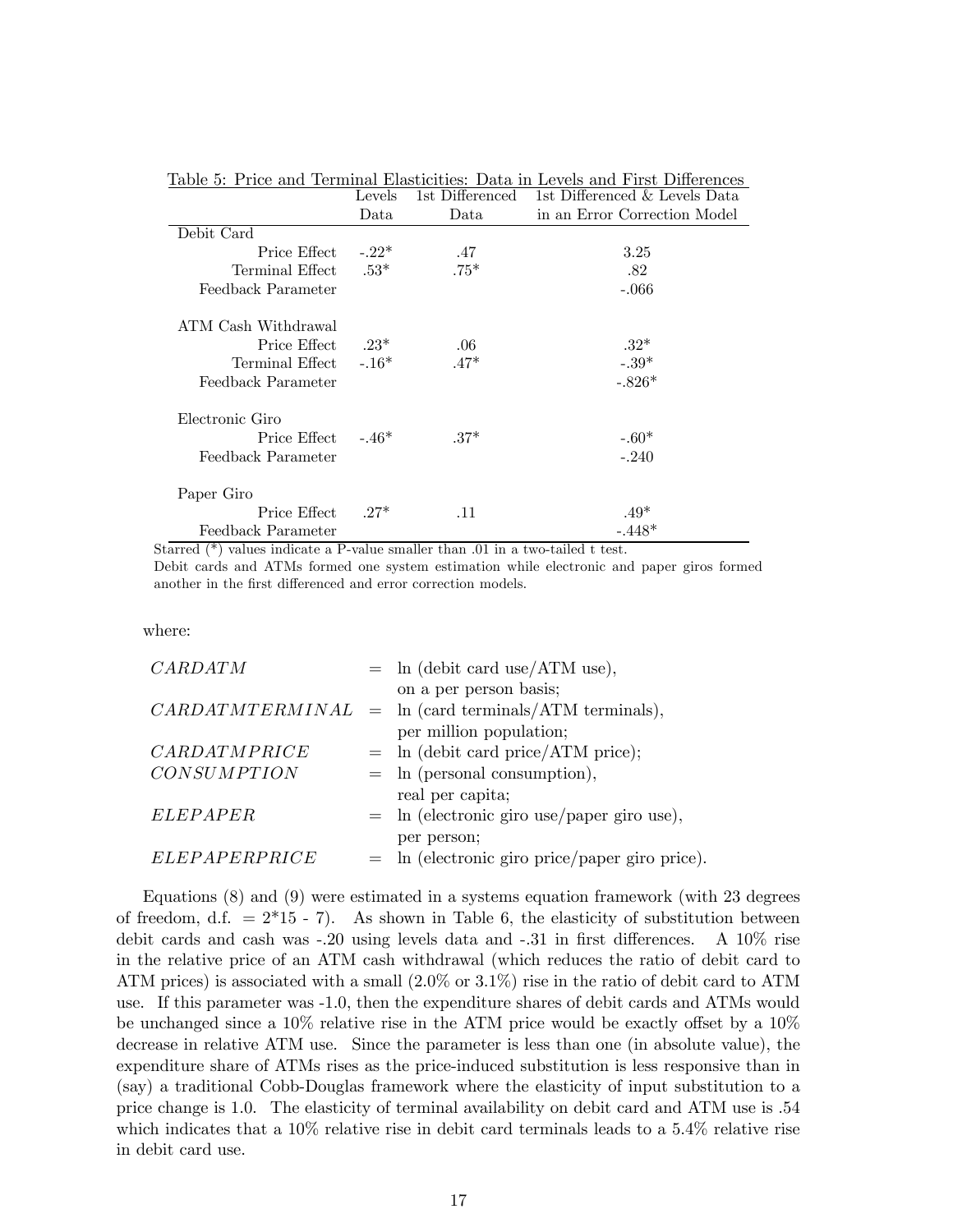Table 5: Price and Terminal Elasticities: Data in Levels and First Differences

| | Levels Data | 1st Differenced Data | 1st Differenced & Levels Data in an Error Correction Model |
|---|---|---|---|
| Debit Card | | | |
| Price Effect | -.22* | .47 | 3.25 |
| Terminal Effect | .53* | .75* | .82 |
| Feedback Parameter | | | -.066 |
| ATM Cash Withdrawal | | | |
| Price Effect | .23* | .06 | .32* |
| Terminal Effect | -.16* | .47* | -.39* |
| Feedback Parameter | | | -.826* |
| Electronic Giro | | | |
| Price Effect | -.46* | .37* | -.60* |
| Feedback Parameter | | | -.240 |
| Paper Giro | | | |
| Price Effect | .27* | .11 | .49* |
| Feedback Parameter | | | -.448* |

Starred (*) values indicate a P-value smaller than .01 in a two-tailed t test.
Debit cards and ATMs formed one system estimation while electronic and paper giros formed another in the first differenced and error correction models.

where:

| | | |
|---|---|---|
| $CARDATM$ | = | ln (debit card use/ATM use), on a per person basis; |
| $CARDATMTERMINAL$ | = | ln (card terminals/ATM terminals), per million population; |
| $CARDATMPRICE$ | = | ln (debit card price/ATM price); |
| $CONSUMPTION$ | = | ln (personal consumption), real per capita; |
| $ELEPAPER$ | = | ln (electronic giro use/paper giro use), per person; |
| $ELEPAPERPRICE$ | = | ln (electronic giro price/paper giro price). |

Equations (8) and (9) were estimated in a systems equation framework (with 23 degrees of freedom, d.f. = 2*15 - 7). As shown in Table 6, the elasticity of substitution between debit cards and cash was -.20 using levels data and -.31 in first differences. A 10% rise in the relative price of an ATM cash withdrawal (which reduces the ratio of debit card to ATM prices) is associated with a small (2.0% or 3.1%) rise in the ratio of debit card to ATM use. If this parameter was -1.0, then the expenditure shares of debit cards and ATMs would be unchanged since a 10% relative rise in the ATM price would be exactly offset by a 10% decrease in relative ATM use. Since the parameter is less than one (in absolute value), the expenditure share of ATMs rises as the price-induced substitution is less responsive than in (say) a traditional Cobb-Douglas framework where the elasticity of input substitution to a price change is 1.0. The elasticity of terminal availability on debit card and ATM use is .54 which indicates that a 10% relative rise in debit card terminals leads to a 5.4% relative rise in debit card use.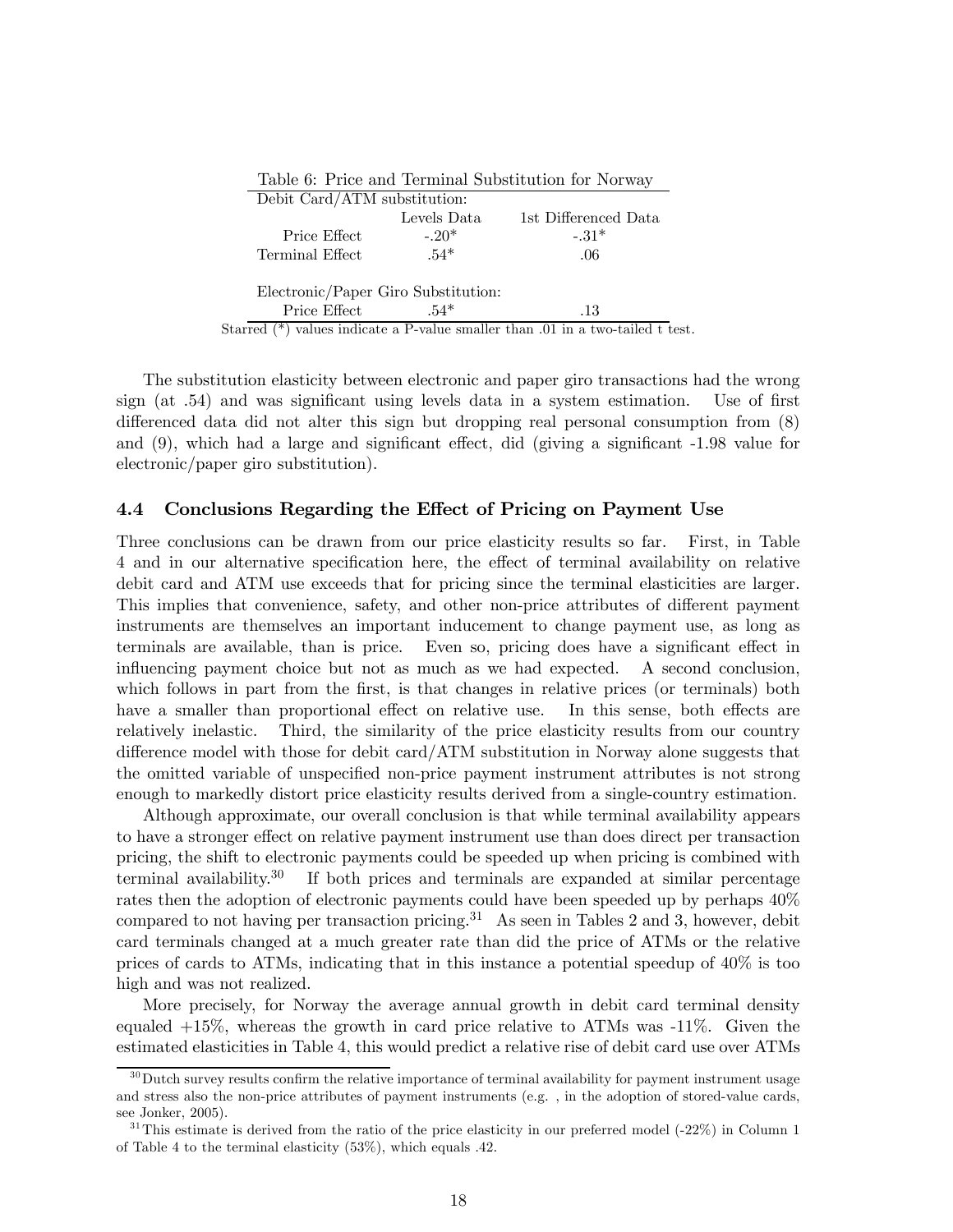Table 6: Price and Terminal Substitution for Norway

| Debit Card/ATM substitution: | | |
|---|---|---|
| | Levels Data | 1st Differenced Data |
| Price Effect | -.20* | -.31* |
| Terminal Effect | .54* | .06 |
| | | |
| Electronic/Paper Giro Substitution: | | |
| Price Effect | .54* | .13 |

Starred (*) values indicate a P-value smaller than .01 in a two-tailed t test.

The substitution elasticity between electronic and paper giro transactions had the wrong sign (at .54) and was significant using levels data in a system estimation. Use of first differenced data did not alter this sign but dropping real personal consumption from (8) and (9), which had a large and significant effect, did (giving a significant -1.98 value for electronic/paper giro substitution).

### 4.4 Conclusions Regarding the Effect of Pricing on Payment Use

Three conclusions can be drawn from our price elasticity results so far. First, in Table 4 and in our alternative specification here, the effect of terminal availability on relative debit card and ATM use exceeds that for pricing since the terminal elasticities are larger. This implies that convenience, safety, and other non-price attributes of different payment instruments are themselves an important inducement to change payment use, as long as terminals are available, than is price. Even so, pricing does have a significant effect in influencing payment choice but not as much as we had expected. A second conclusion, which follows in part from the first, is that changes in relative prices (or terminals) both have a smaller than proportional effect on relative use. In this sense, both effects are relatively inelastic. Third, the similarity of the price elasticity results from our country difference model with those for debit card/ATM substitution in Norway alone suggests that the omitted variable of unspecified non-price payment instrument attributes is not strong enough to markedly distort price elasticity results derived from a single-country estimation.

Although approximate, our overall conclusion is that while terminal availability appears to have a stronger effect on relative payment instrument use than does direct per transaction pricing, the shift to electronic payments could be speeded up when pricing is combined with terminal availability.[30] If both prices and terminals are expanded at similar percentage rates then the adoption of electronic payments could have been speeded up by perhaps 40% compared to not having per transaction pricing.[31] As seen in Tables 2 and 3, however, debit card terminals changed at a much greater rate than did the price of ATMs or the relative prices of cards to ATMs, indicating that in this instance a potential speedup of 40% is too high and was not realized.

More precisely, for Norway the average annual growth in debit card terminal density equaled +15%, whereas the growth in card price relative to ATMs was -11%. Given the estimated elasticities in Table 4, this would predict a relative rise of debit card use over ATMs

[30] Dutch survey results confirm the relative importance of terminal availability for payment instrument usage and stress also the non-price attributes of payment instruments (e.g. , in the adoption of stored-value cards, see Jonker, 2005).

[31] This estimate is derived from the ratio of the price elasticity in our preferred model (-22%) in Column 1 of Table 4 to the terminal elasticity (53%), which equals .42.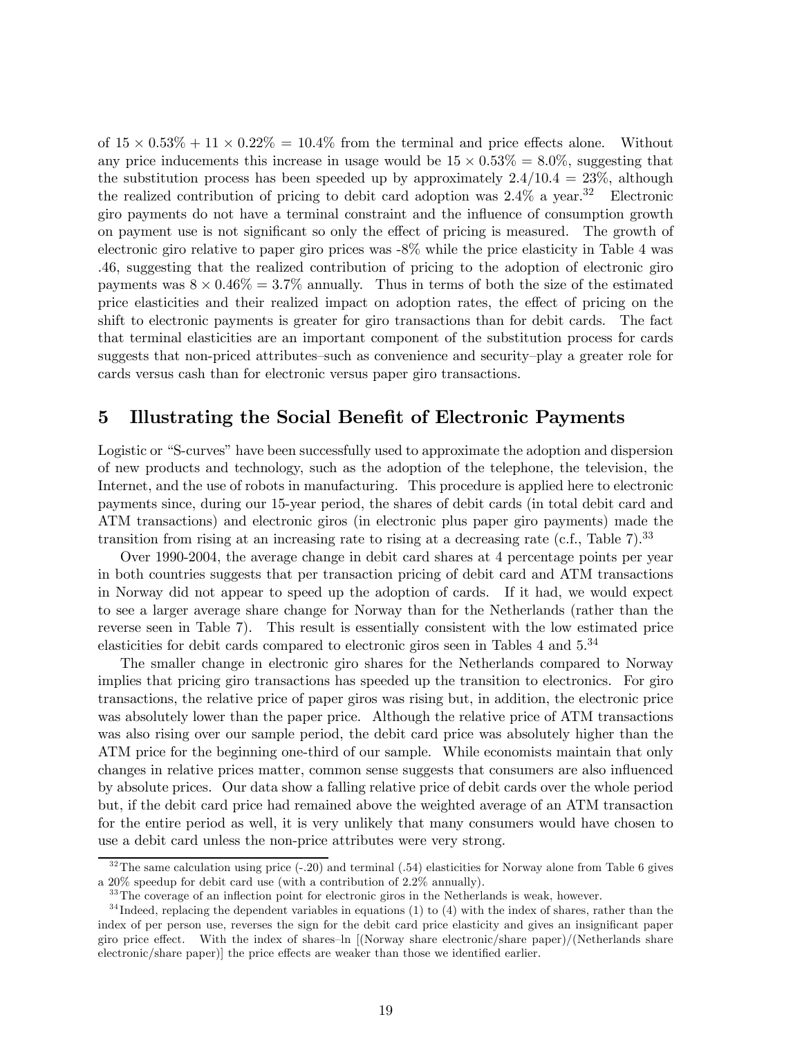of $15 \times 0.53\% + 11 \times 0.22\% = 10.4\%$ from the terminal and price effects alone. Without any price inducements this increase in usage would be $15 \times 0.53\% = 8.0\%$, suggesting that the substitution process has been speeded up by approximately $2.4/10.4 = 23\%$, although the realized contribution of pricing to debit card adoption was 2.4% a year.[32] Electronic giro payments do not have a terminal constraint and the influence of consumption growth on payment use is not significant so only the effect of pricing is measured. The growth of electronic giro relative to paper giro prices was -8% while the price elasticity in Table 4 was .46, suggesting that the realized contribution of pricing to the adoption of electronic giro payments was $8 \times 0.46\% = 3.7\%$ annually. Thus in terms of both the size of the estimated price elasticities and their realized impact on adoption rates, the effect of pricing on the shift to electronic payments is greater for giro transactions than for debit cards. The fact that terminal elasticities are an important component of the substitution process for cards suggests that non-priced attributes–such as convenience and security–play a greater role for cards versus cash than for electronic versus paper giro transactions.

## 5 Illustrating the Social Benefit of Electronic Payments

Logistic or "S-curves" have been successfully used to approximate the adoption and dispersion of new products and technology, such as the adoption of the telephone, the television, the Internet, and the use of robots in manufacturing. This procedure is applied here to electronic payments since, during our 15-year period, the shares of debit cards (in total debit card and ATM transactions) and electronic giros (in electronic plus paper giro payments) made the transition from rising at an increasing rate to rising at a decreasing rate (c.f., Table 7).[33]

Over 1990-2004, the average change in debit card shares at 4 percentage points per year in both countries suggests that per transaction pricing of debit card and ATM transactions in Norway did not appear to speed up the adoption of cards. If it had, we would expect to see a larger average share change for Norway than for the Netherlands (rather than the reverse seen in Table 7). This result is essentially consistent with the low estimated price elasticities for debit cards compared to electronic giros seen in Tables 4 and 5.[34]

The smaller change in electronic giro shares for the Netherlands compared to Norway implies that pricing giro transactions has speeded up the transition to electronics. For giro transactions, the relative price of paper giros was rising but, in addition, the electronic price was absolutely lower than the paper price. Although the relative price of ATM transactions was also rising over our sample period, the debit card price was absolutely higher than the ATM price for the beginning one-third of our sample. While economists maintain that only changes in relative prices matter, common sense suggests that consumers are also influenced by absolute prices. Our data show a falling relative price of debit cards over the whole period but, if the debit card price had remained above the weighted average of an ATM transaction for the entire period as well, it is very unlikely that many consumers would have chosen to use a debit card unless the non-price attributes were very strong.

---

[32] The same calculation using price (-.20) and terminal (.54) elasticities for Norway alone from Table 6 gives a 20% speedup for debit card use (with a contribution of 2.2% annually).

[33] The coverage of an inflection point for electronic giros in the Netherlands is weak, however.

[34] Indeed, replacing the dependent variables in equations (1) to (4) with the index of shares, rather than the index of per person use, reverses the sign for the debit card price elasticity and gives an insignificant paper giro price effect. With the index of shares–ln [(Norway share electronic/share paper)/(Netherlands share electronic/share paper)] the price effects are weaker than those we identified earlier.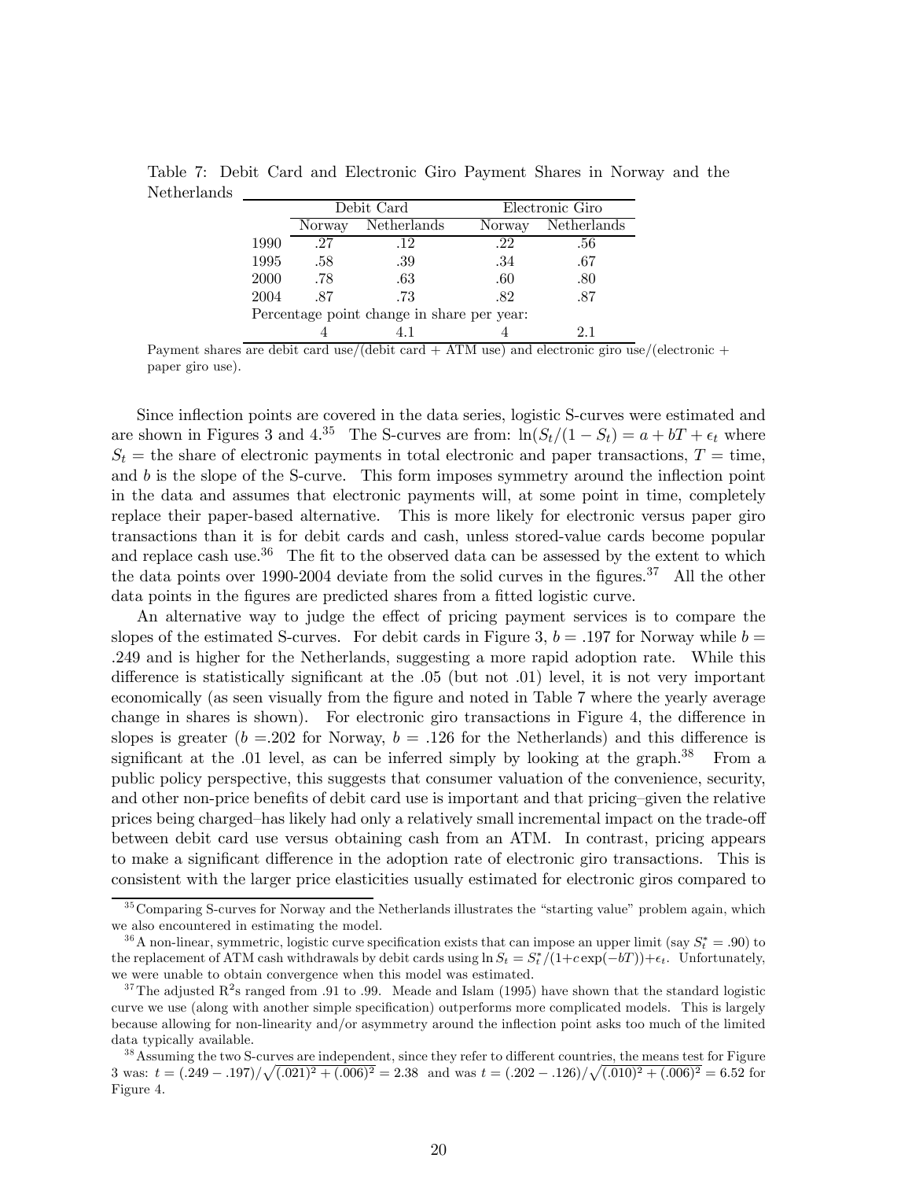Table 7: Debit Card and Electronic Giro Payment Shares in Norway and the Netherlands

| | Debit Card | | Electronic Giro | |
|---|---|---|---|---|
| | Norway | Netherlands | Norway | Netherlands |
| 1990 | .27 | .12 | .22 | .56 |
| 1995 | .58 | .39 | .34 | .67 |
| 2000 | .78 | .63 | .60 | .80 |
| 2004 | .87 | .73 | .82 | .87 |
| Percentage point change in share per year: | | | | |
| | 4 | 4.1 | 4 | 2.1 |

Payment shares are debit card use/(debit card + ATM use) and electronic giro use/(electronic + paper giro use).

Since inflection points are covered in the data series, logistic S-curves were estimated and are shown in Figures 3 and 4.[35] The S-curves are from: $\ln(S_t/(1 - S_t) = a + bT + \epsilon_t$ where $S_t$ = the share of electronic payments in total electronic and paper transactions, $T$ = time, and $b$ is the slope of the S-curve. This form imposes symmetry around the inflection point in the data and assumes that electronic payments will, at some point in time, completely replace their paper-based alternative. This is more likely for electronic versus paper giro transactions than it is for debit cards and cash, unless stored-value cards become popular and replace cash use.[36] The fit to the observed data can be assessed by the extent to which the data points over 1990-2004 deviate from the solid curves in the figures.[37] All the other data points in the figures are predicted shares from a fitted logistic curve.

An alternative way to judge the effect of pricing payment services is to compare the slopes of the estimated S-curves. For debit cards in Figure 3, $b = .197$ for Norway while $b = .249$ and is higher for the Netherlands, suggesting a more rapid adoption rate. While this difference is statistically significant at the .05 (but not .01) level, it is not very important economically (as seen visually from the figure and noted in Table 7 where the yearly average change in shares is shown). For electronic giro transactions in Figure 4, the difference in slopes is greater ($b$ =.202 for Norway, $b$ = .126 for the Netherlands) and this difference is significant at the .01 level, as can be inferred simply by looking at the graph.[38] From a public policy perspective, this suggests that consumer valuation of the convenience, security, and other non-price benefits of debit card use is important and that pricing–given the relative prices being charged–has likely had only a relatively small incremental impact on the trade-off between debit card use versus obtaining cash from an ATM. In contrast, pricing appears to make a significant difference in the adoption rate of electronic giro transactions. This is consistent with the larger price elasticities usually estimated for electronic giros compared to

[35] Comparing S-curves for Norway and the Netherlands illustrates the "starting value" problem again, which we also encountered in estimating the model.

[36] A non-linear, symmetric, logistic curve specification exists that can impose an upper limit (say $S_t^* = .90$) to the replacement of ATM cash withdrawals by debit cards using $\ln S_t = S_t^*/(1+c\exp(-bT))+\epsilon_t$. Unfortunately, we were unable to obtain convergence when this model was estimated.

[37] The adjusted $R^2$s ranged from .91 to .99. Meade and Islam (1995) have shown that the standard logistic curve we use (along with another simple specification) outperforms more complicated models. This is largely because allowing for non-linearity and/or asymmetry around the inflection point asks too much of the limited data typically available.

[38] Assuming the two S-curves are independent, since they refer to different countries, the means test for Figure 3 was: $t = (.249 - .197)/\sqrt{(.021)^2 + (.006)^2} = 2.38$ and was $t = (.202 - .126)/\sqrt{(.010)^2 + (.006)^2} = 6.52$ for Figure 4.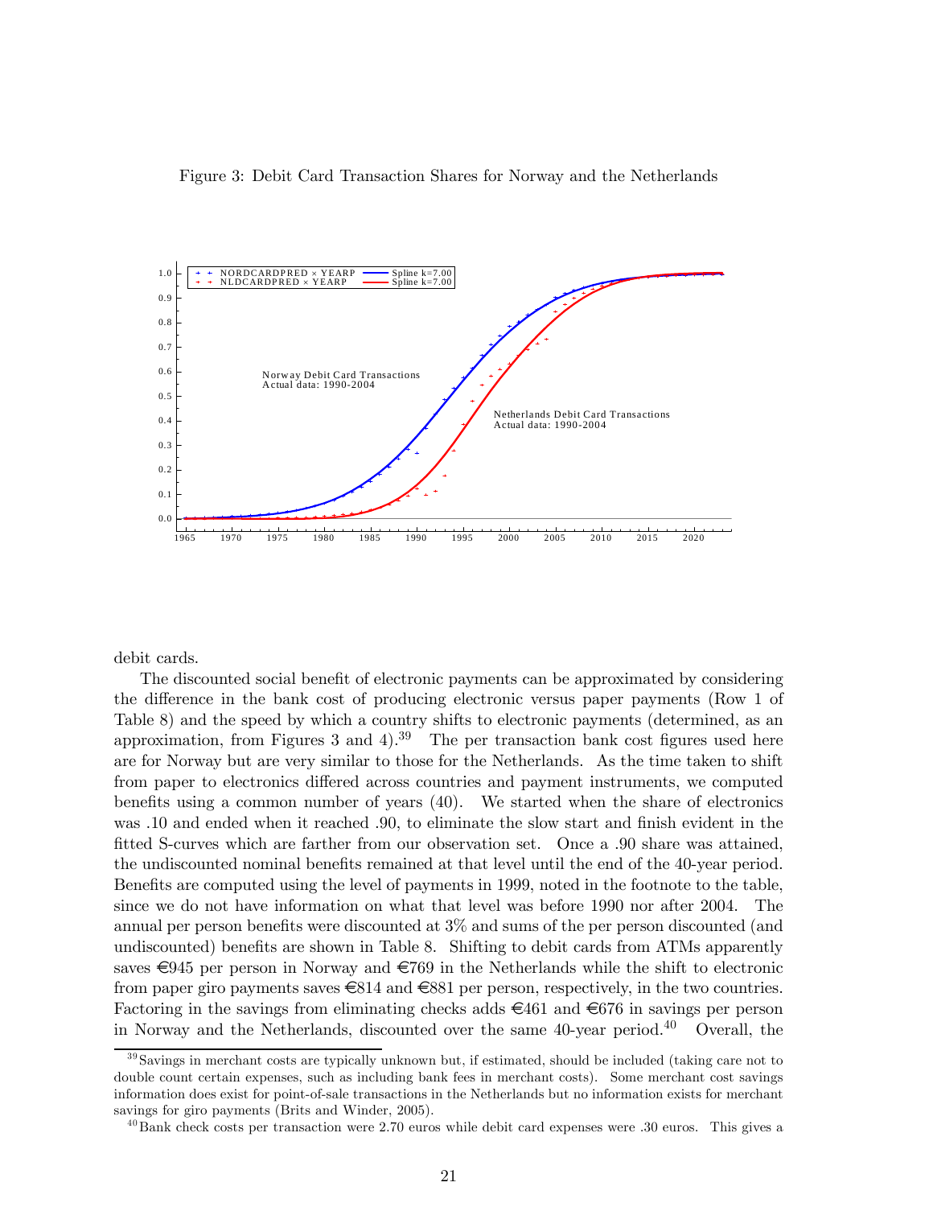Figure 3: Debit Card Transaction Shares for Norway and the Netherlands

debit cards.

The discounted social benefit of electronic payments can be approximated by considering the difference in the bank cost of producing electronic versus paper payments (Row 1 of Table 8) and the speed by which a country shifts to electronic payments (determined, as an approximation, from Figures 3 and 4).[39] The per transaction bank cost figures used here are for Norway but are very similar to those for the Netherlands. As the time taken to shift from paper to electronics differed across countries and payment instruments, we computed benefits using a common number of years (40). We started when the share of electronics was .10 and ended when it reached .90, to eliminate the slow start and finish evident in the fitted S-curves which are farther from our observation set. Once a .90 share was attained, the undiscounted nominal benefits remained at that level until the end of the 40-year period. Benefits are computed using the level of payments in 1999, noted in the footnote to the table, since we do not have information on what that level was before 1990 nor after 2004. The annual per person benefits were discounted at 3% and sums of the per person discounted (and undiscounted) benefits are shown in Table 8. Shifting to debit cards from ATMs apparently saves €945 per person in Norway and €769 in the Netherlands while the shift to electronic from paper giro payments saves €814 and €881 per person, respectively, in the two countries. Factoring in the savings from eliminating checks adds €461 and €676 in savings per person in Norway and the Netherlands, discounted over the same 40-year period.[40] Overall, the

[39] Savings in merchant costs are typically unknown but, if estimated, should be included (taking care not to double count certain expenses, such as including bank fees in merchant costs). Some merchant cost savings information does exist for point-of-sale transactions in the Netherlands but no information exists for merchant savings for giro payments (Brits and Winder, 2005).

[40] Bank check costs per transaction were 2.70 euros while debit card expenses were .30 euros. This gives a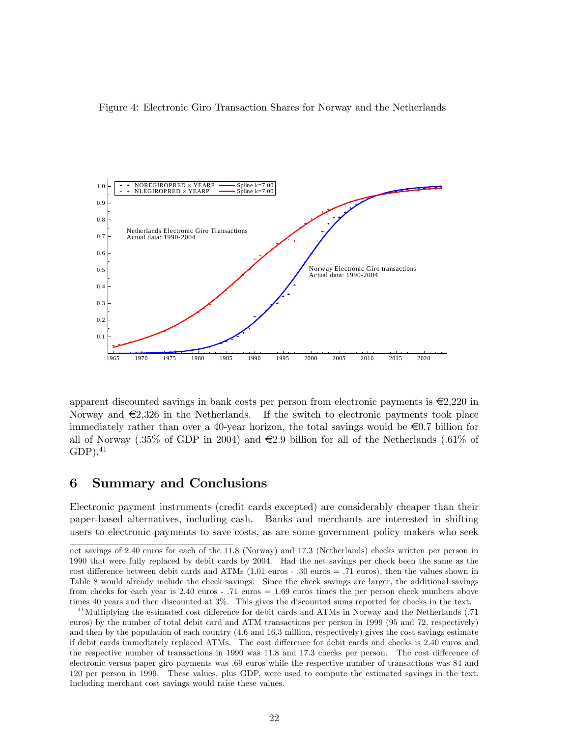Figure 4: Electronic Giro Transaction Shares for Norway and the Netherlands

apparent discounted savings in bank costs per person from electronic payments is €2,220 in Norway and €2,326 in the Netherlands. If the switch to electronic payments took place immediately rather than over a 40-year horizon, the total savings would be €0.7 billion for all of Norway (.35% of GDP in 2004) and €2.9 billion for all of the Netherlands (.61% of GDP).[41]

## 6 Summary and Conclusions

Electronic payment instruments (credit cards excepted) are considerably cheaper than their paper-based alternatives, including cash. Banks and merchants are interested in shifting users to electronic payments to save costs, as are some government policy makers who seek

---

net savings of 2.40 euros for each of the 11.8 (Norway) and 17.3 (Netherlands) checks written per person in 1990 that were fully replaced by debit cards by 2004. Had the net savings per check been the same as the cost difference between debit cards and ATMs (1.01 euros - .30 euros = .71 euros), then the values shown in Table 8 would already include the check savings. Since the check savings are larger, the additional savings from checks for each year is 2.40 euros - .71 euros = 1.69 euros times the per person check numbers above times 40 years and then discounted at 3%. This gives the discounted sums reported for checks in the text.

[41] Multiplying the estimated cost difference for debit cards and ATMs in Norway and the Netherlands (.71 euros) by the number of total debit card and ATM transactions per person in 1999 (95 and 72, respectively) and then by the population of each country (4.6 and 16.3 million, respectively) gives the cost savings estimate if debit cards immediately replaced ATMs. The cost difference for debit cards and checks is 2.40 euros and the respective number of transactions in 1990 was 11.8 and 17.3 checks per person. The cost difference of electronic versus paper giro payments was .69 euros while the respective number of transactions was 84 and 120 per person in 1999. These values, plus GDP, were used to compute the estimated savings in the text. Including merchant cost savings would raise these values.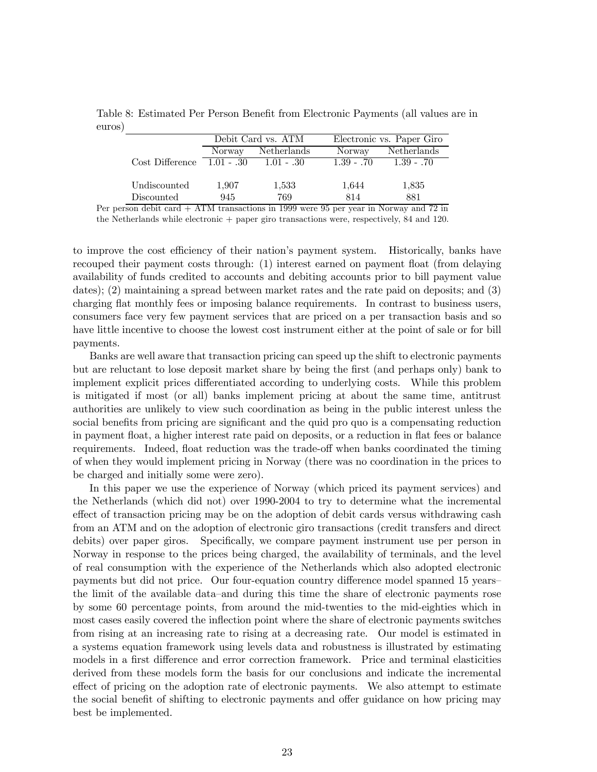Table 8: Estimated Per Person Benefit from Electronic Payments (all values are in euros)

| | Debit Card vs. ATM | | Electronic vs. Paper Giro | |
|---|---|---|---|---|
| | Norway | Netherlands | Norway | Netherlands |
| Cost Difference | 1.01 - .30 | 1.01 - .30 | 1.39 - .70 | 1.39 - .70 |
| Undiscounted | 1,907 | 1,533 | 1,644 | 1,835 |
| Discounted | 945 | 769 | 814 | 881 |

Per person debit card + ATM transactions in 1999 were 95 per year in Norway and 72 in the Netherlands while electronic + paper giro transactions were, respectively, 84 and 120.

to improve the cost efficiency of their nation's payment system. Historically, banks have recouped their payment costs through: (1) interest earned on payment float (from delaying availability of funds credited to accounts and debiting accounts prior to bill payment value dates); (2) maintaining a spread between market rates and the rate paid on deposits; and (3) charging flat monthly fees or imposing balance requirements. In contrast to business users, consumers face very few payment services that are priced on a per transaction basis and so have little incentive to choose the lowest cost instrument either at the point of sale or for bill payments.

Banks are well aware that transaction pricing can speed up the shift to electronic payments but are reluctant to lose deposit market share by being the first (and perhaps only) bank to implement explicit prices differentiated according to underlying costs. While this problem is mitigated if most (or all) banks implement pricing at about the same time, antitrust authorities are unlikely to view such coordination as being in the public interest unless the social benefits from pricing are significant and the quid pro quo is a compensating reduction in payment float, a higher interest rate paid on deposits, or a reduction in flat fees or balance requirements. Indeed, float reduction was the trade-off when banks coordinated the timing of when they would implement pricing in Norway (there was no coordination in the prices to be charged and initially some were zero).

In this paper we use the experience of Norway (which priced its payment services) and the Netherlands (which did not) over 1990-2004 to try to determine what the incremental effect of transaction pricing may be on the adoption of debit cards versus withdrawing cash from an ATM and on the adoption of electronic giro transactions (credit transfers and direct debits) over paper giros. Specifically, we compare payment instrument use per person in Norway in response to the prices being charged, the availability of terminals, and the level of real consumption with the experience of the Netherlands which also adopted electronic payments but did not price. Our four-equation country difference model spanned 15 years–the limit of the available data–and during this time the share of electronic payments rose by some 60 percentage points, from around the mid-twenties to the mid-eighties which in most cases easily covered the inflection point where the share of electronic payments switches from rising at an increasing rate to rising at a decreasing rate. Our model is estimated in a systems equation framework using levels data and robustness is illustrated by estimating models in a first difference and error correction framework. Price and terminal elasticities derived from these models form the basis for our conclusions and indicate the incremental effect of pricing on the adoption rate of electronic payments. We also attempt to estimate the social benefit of shifting to electronic payments and offer guidance on how pricing may best be implemented.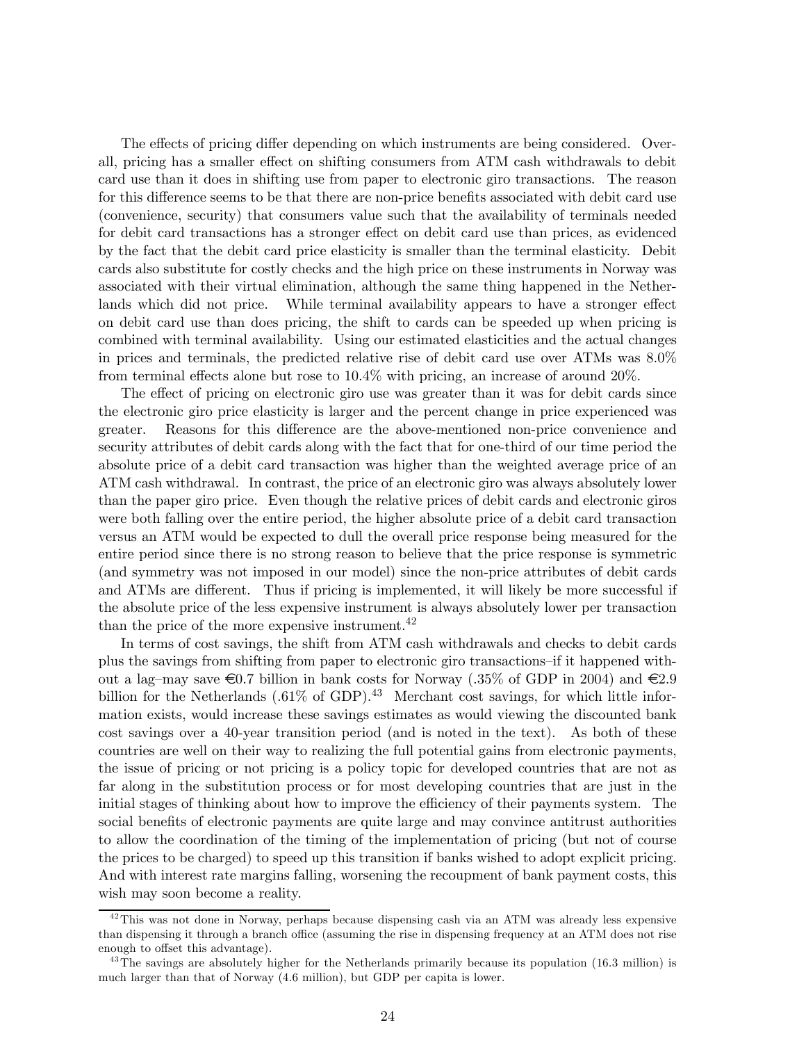The effects of pricing differ depending on which instruments are being considered. Overall, pricing has a smaller effect on shifting consumers from ATM cash withdrawals to debit card use than it does in shifting use from paper to electronic giro transactions. The reason for this difference seems to be that there are non-price benefits associated with debit card use (convenience, security) that consumers value such that the availability of terminals needed for debit card transactions has a stronger effect on debit card use than prices, as evidenced by the fact that the debit card price elasticity is smaller than the terminal elasticity. Debit cards also substitute for costly checks and the high price on these instruments in Norway was associated with their virtual elimination, although the same thing happened in the Netherlands which did not price. While terminal availability appears to have a stronger effect on debit card use than does pricing, the shift to cards can be speeded up when pricing is combined with terminal availability. Using our estimated elasticities and the actual changes in prices and terminals, the predicted relative rise of debit card use over ATMs was 8.0% from terminal effects alone but rose to 10.4% with pricing, an increase of around 20%.

The effect of pricing on electronic giro use was greater than it was for debit cards since the electronic giro price elasticity is larger and the percent change in price experienced was greater. Reasons for this difference are the above-mentioned non-price convenience and security attributes of debit cards along with the fact that for one-third of our time period the absolute price of a debit card transaction was higher than the weighted average price of an ATM cash withdrawal. In contrast, the price of an electronic giro was always absolutely lower than the paper giro price. Even though the relative prices of debit cards and electronic giros were both falling over the entire period, the higher absolute price of a debit card transaction versus an ATM would be expected to dull the overall price response being measured for the entire period since there is no strong reason to believe that the price response is symmetric (and symmetry was not imposed in our model) since the non-price attributes of debit cards and ATMs are different. Thus if pricing is implemented, it will likely be more successful if the absolute price of the less expensive instrument is always absolutely lower per transaction than the price of the more expensive instrument.[42]

In terms of cost savings, the shift from ATM cash withdrawals and checks to debit cards plus the savings from shifting from paper to electronic giro transactions–if it happened without a lag–may save €0.7 billion in bank costs for Norway (.35% of GDP in 2004) and €2.9 billion for the Netherlands (.61% of GDP).[43] Merchant cost savings, for which little information exists, would increase these savings estimates as would viewing the discounted bank cost savings over a 40-year transition period (and is noted in the text). As both of these countries are well on their way to realizing the full potential gains from electronic payments, the issue of pricing or not pricing is a policy topic for developed countries that are not as far along in the substitution process or for most developing countries that are just in the initial stages of thinking about how to improve the efficiency of their payments system. The social benefits of electronic payments are quite large and may convince antitrust authorities to allow the coordination of the timing of the implementation of pricing (but not of course the prices to be charged) to speed up this transition if banks wished to adopt explicit pricing. And with interest rate margins falling, worsening the recoupment of bank payment costs, this wish may soon become a reality.

[42] This was not done in Norway, perhaps because dispensing cash via an ATM was already less expensive than dispensing it through a branch office (assuming the rise in dispensing frequency at an ATM does not rise enough to offset this advantage).

[43] The savings are absolutely higher for the Netherlands primarily because its population (16.3 million) is much larger than that of Norway (4.6 million), but GDP per capita is lower.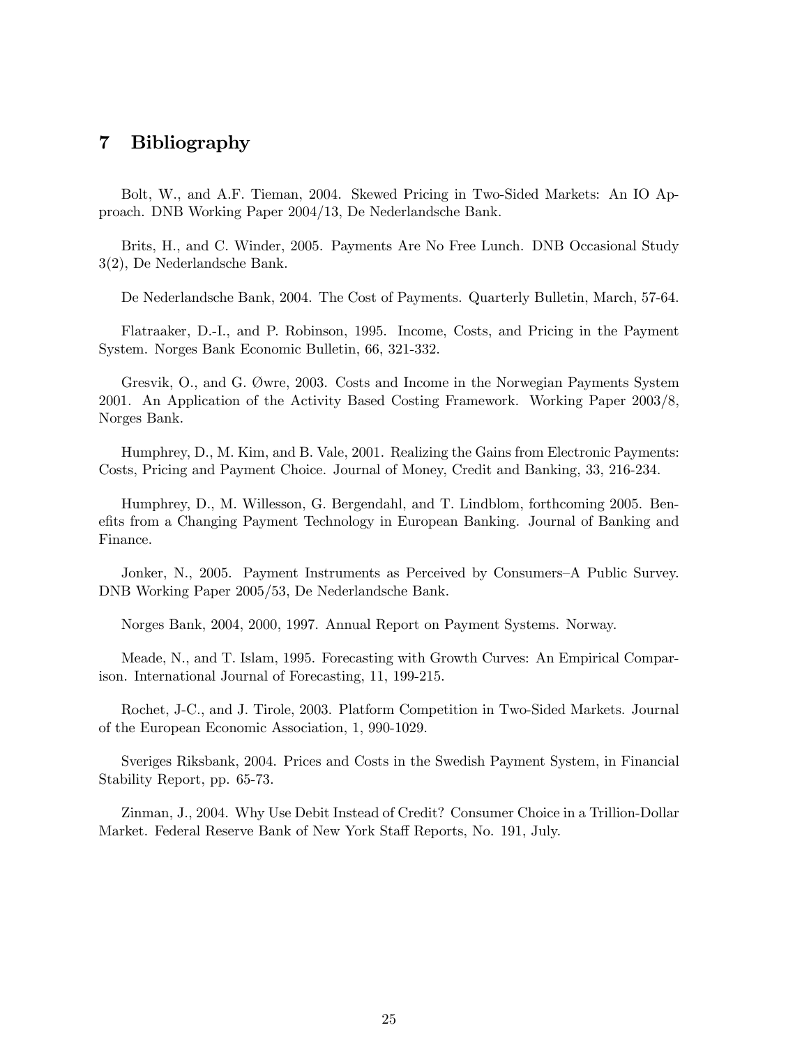## 7 Bibliography

Bolt, W., and A.F. Tieman, 2004. Skewed Pricing in Two-Sided Markets: An IO Approach. DNB Working Paper 2004/13, De Nederlandsche Bank.

Brits, H., and C. Winder, 2005. Payments Are No Free Lunch. DNB Occasional Study 3(2), De Nederlandsche Bank.

De Nederlandsche Bank, 2004. The Cost of Payments. Quarterly Bulletin, March, 57-64.

Flatraaker, D.-I., and P. Robinson, 1995. Income, Costs, and Pricing in the Payment System. Norges Bank Economic Bulletin, 66, 321-332.

Gresvik, O., and G. Øwre, 2003. Costs and Income in the Norwegian Payments System 2001. An Application of the Activity Based Costing Framework. Working Paper 2003/8, Norges Bank.

Humphrey, D., M. Kim, and B. Vale, 2001. Realizing the Gains from Electronic Payments: Costs, Pricing and Payment Choice. Journal of Money, Credit and Banking, 33, 216-234.

Humphrey, D., M. Willesson, G. Bergendahl, and T. Lindblom, forthcoming 2005. Benefits from a Changing Payment Technology in European Banking. Journal of Banking and Finance.

Jonker, N., 2005. Payment Instruments as Perceived by Consumers–A Public Survey. DNB Working Paper 2005/53, De Nederlandsche Bank.

Norges Bank, 2004, 2000, 1997. Annual Report on Payment Systems. Norway.

Meade, N., and T. Islam, 1995. Forecasting with Growth Curves: An Empirical Comparison. International Journal of Forecasting, 11, 199-215.

Rochet, J-C., and J. Tirole, 2003. Platform Competition in Two-Sided Markets. Journal of the European Economic Association, 1, 990-1029.

Sveriges Riksbank, 2004. Prices and Costs in the Swedish Payment System, in Financial Stability Report, pp. 65-73.

Zinman, J., 2004. Why Use Debit Instead of Credit? Consumer Choice in a Trillion-Dollar Market. Federal Reserve Bank of New York Staff Reports, No. 191, July.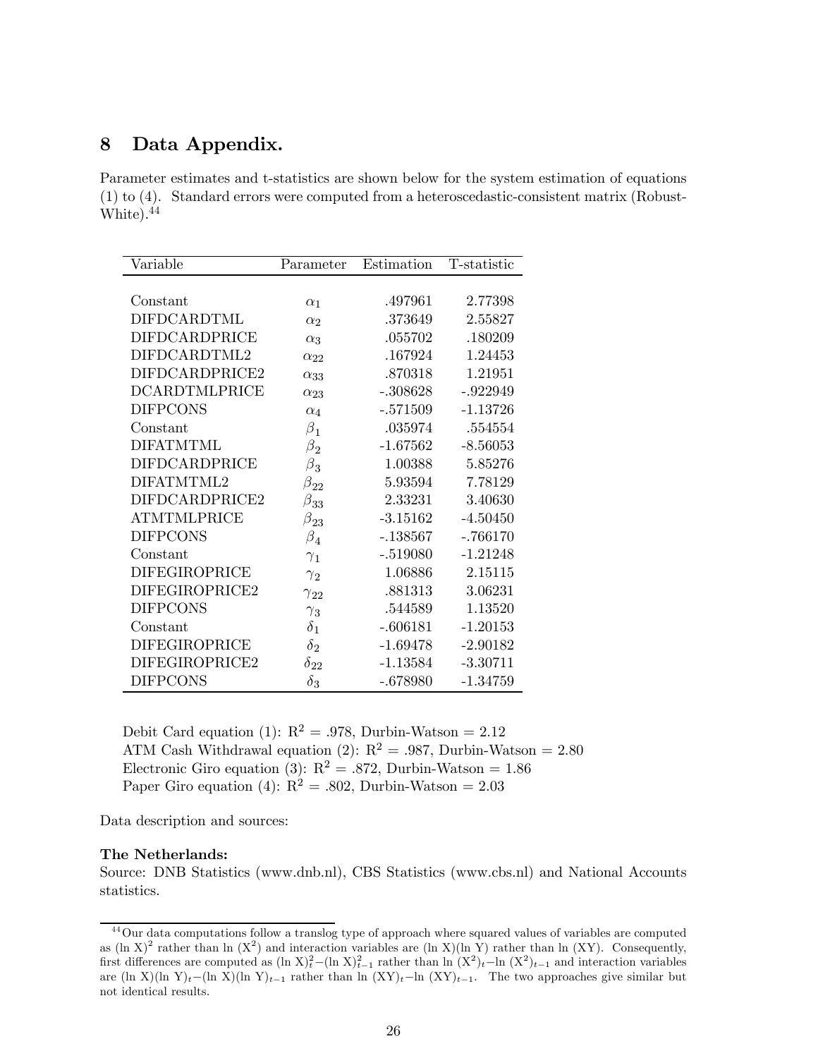## 8 Data Appendix.

Parameter estimates and t-statistics are shown below for the system estimation of equations (1) to (4). Standard errors were computed from a heteroscedastic-consistent matrix (Robust-White).[44]

| Variable | Parameter | Estimation | T-statistic |
|---|---|---|---|
| Constant | $\alpha_1$ | .497961 | 2.77398 |
| DIFDCARDTML | $\alpha_2$ | .373649 | 2.55827 |
| DIFDCARDPRICE | $\alpha_3$ | .055702 | .180209 |
| DIFDCARDTML2 | $\alpha_{22}$ | .167924 | 1.24453 |
| DIFDCARDPRICE2 | $\alpha_{33}$ | .870318 | 1.21951 |
| DCARDTMLPRICE | $\alpha_{23}$ | -.308628 | -.922949 |
| DIFPCONS | $\alpha_4$ | -.571509 | -1.13726 |
| Constant | $\beta_1$ | .035974 | .554554 |
| DIFATMTML | $\beta_2$ | -1.67562 | -8.56053 |
| DIFDCARDPRICE | $\beta_3$ | 1.00388 | 5.85276 |
| DIFATMTML2 | $\beta_{22}$ | 5.93594 | 7.78129 |
| DIFDCARDPRICE2 | $\beta_{33}$ | 2.33231 | 3.40630 |
| ATMTMLPRICE | $\beta_{23}$ | -3.15162 | -4.50450 |
| DIFPCONS | $\beta_4$ | -.138567 | -.766170 |
| Constant | $\gamma_1$ | -.519080 | -1.21248 |
| DIFEGIROPRICE | $\gamma_2$ | 1.06886 | 2.15115 |
| DIFEGIROPRICE2 | $\gamma_{22}$ | .881313 | 3.06231 |
| DIFPCONS | $\gamma_3$ | .544589 | 1.13520 |
| Constant | $\delta_1$ | -.606181 | -1.20153 |
| DIFEGIROPRICE | $\delta_2$ | -1.69478 | -2.90182 |
| DIFEGIROPRICE2 | $\delta_{22}$ | -1.13584 | -3.30711 |
| DIFPCONS | $\delta_3$ | -.678980 | -1.34759 |

Debit Card equation (1): $R^2$ = .978, Durbin-Watson = 2.12
ATM Cash Withdrawal equation (2): $R^2$ = .987, Durbin-Watson = 2.80
Electronic Giro equation (3): $R^2$ = .872, Durbin-Watson = 1.86
Paper Giro equation (4): $R^2$ = .802, Durbin-Watson = 2.03

Data description and sources:

**The Netherlands:**
Source: DNB Statistics (www.dnb.nl), CBS Statistics (www.cbs.nl) and National Accounts statistics.

[44] Our data computations follow a translog type of approach where squared values of variables are computed as $(\ln X)^2$ rather than $\ln(X^2)$ and interaction variables are $(\ln X)(\ln Y)$ rather than $\ln(XY)$. Consequently, first differences are computed as $(\ln X)^2_t - (\ln X)^2_{t-1}$ rather than $\ln(X^2)_t - \ln(X^2)_{t-1}$ and interaction variables are $(\ln X)(\ln Y)_t - (\ln X)(\ln Y)_{t-1}$ rather than $\ln(XY)_t - \ln(XY)_{t-1}$. The two approaches give similar but not identical results.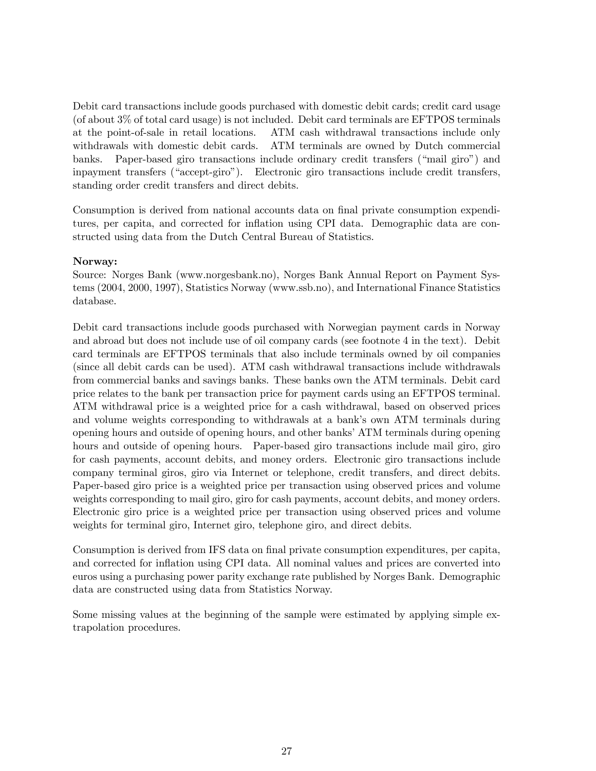Debit card transactions include goods purchased with domestic debit cards; credit card usage (of about 3% of total card usage) is not included. Debit card terminals are EFTPOS terminals at the point-of-sale in retail locations. ATM cash withdrawal transactions include only withdrawals with domestic debit cards. ATM terminals are owned by Dutch commercial banks. Paper-based giro transactions include ordinary credit transfers ("mail giro") and inpayment transfers ("accept-giro"). Electronic giro transactions include credit transfers, standing order credit transfers and direct debits.

Consumption is derived from national accounts data on final private consumption expenditures, per capita, and corrected for inflation using CPI data. Demographic data are constructed using data from the Dutch Central Bureau of Statistics.

**Norway:**
Source: Norges Bank (www.norgesbank.no), Norges Bank Annual Report on Payment Systems (2004, 2000, 1997), Statistics Norway (www.ssb.no), and International Finance Statistics database.

Debit card transactions include goods purchased with Norwegian payment cards in Norway and abroad but does not include use of oil company cards (see footnote 4 in the text). Debit card terminals are EFTPOS terminals that also include terminals owned by oil companies (since all debit cards can be used). ATM cash withdrawal transactions include withdrawals from commercial banks and savings banks. These banks own the ATM terminals. Debit card price relates to the bank per transaction price for payment cards using an EFTPOS terminal. ATM withdrawal price is a weighted price for a cash withdrawal, based on observed prices and volume weights corresponding to withdrawals at a bank's own ATM terminals during opening hours and outside of opening hours, and other banks' ATM terminals during opening hours and outside of opening hours. Paper-based giro transactions include mail giro, giro for cash payments, account debits, and money orders. Electronic giro transactions include company terminal giros, giro via Internet or telephone, credit transfers, and direct debits. Paper-based giro price is a weighted price per transaction using observed prices and volume weights corresponding to mail giro, giro for cash payments, account debits, and money orders. Electronic giro price is a weighted price per transaction using observed prices and volume weights for terminal giro, Internet giro, telephone giro, and direct debits.

Consumption is derived from IFS data on final private consumption expenditures, per capita, and corrected for inflation using CPI data. All nominal values and prices are converted into euros using a purchasing power parity exchange rate published by Norges Bank. Demographic data are constructed using data from Statistics Norway.

Some missing values at the beginning of the sample were estimated by applying simple extrapolation procedures.